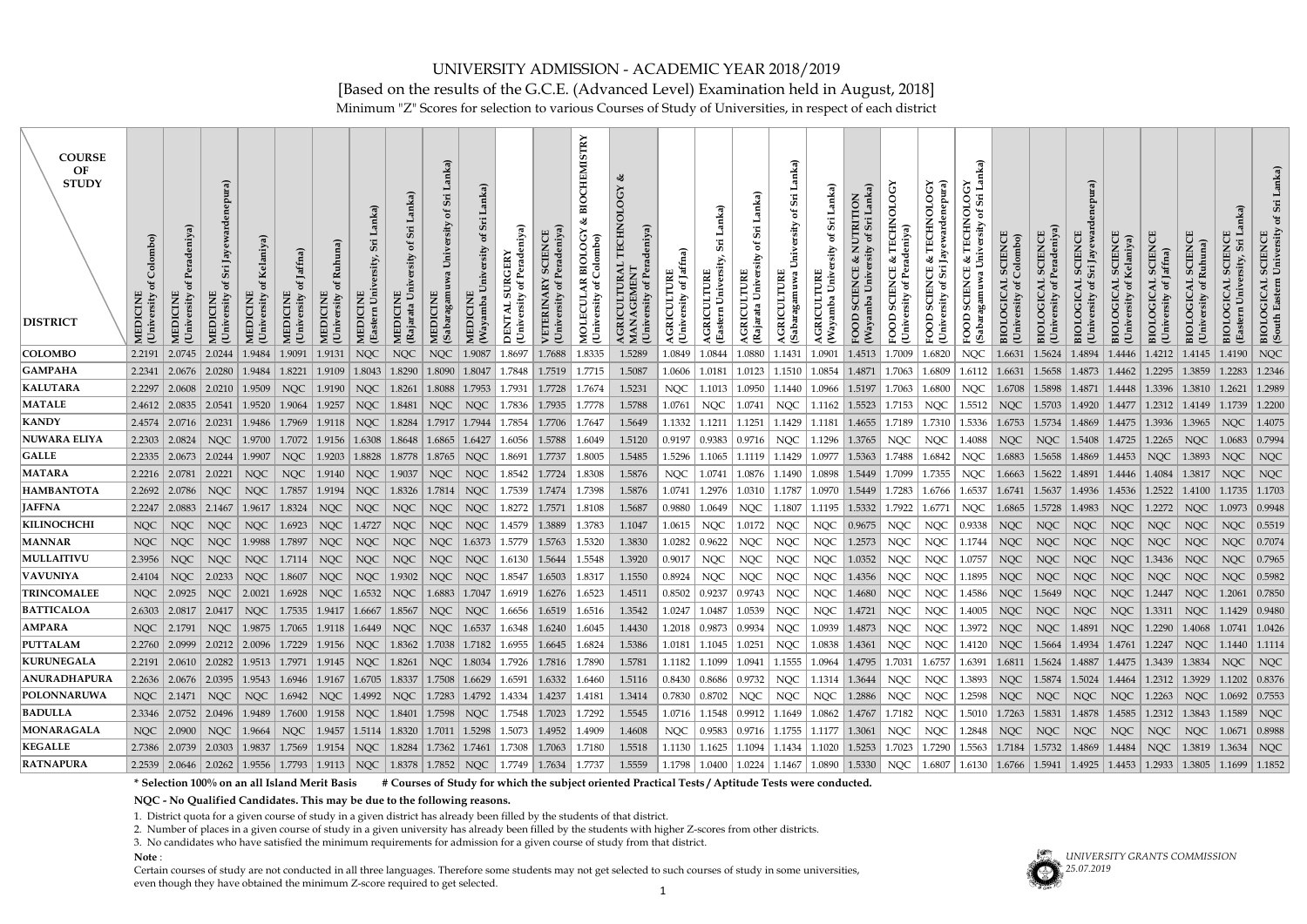# UNIVERSITY ADMISSION - ACADEMIC YEAR 2018/2019

[Based on the results of the G.C.E. (Advanced Level) Examination held in August, 2018]

Minimum "Z" Scores for selection to various Courses of Study of Universities, in respect of each district

| COURSE OF STUDY / DISTRICT | MEDICINE (University of Colombo) | MEDICINE (University of Peradeniya) | MEDICINE (University of Sri Jayewardenepura) | MEDICINE (University of Kelaniya) | MEDICINE (University of Jaffna) | MEDICINE (University of Ruhuna) | MEDICINE (Eastern University, Sri Lanka) | MEDICINE (Rajarata University of Sri Lanka) | MEDICINE (Sabaragamuwa University of Sri Lanka) | MEDICINE (Wayamba University of Sri Lanka) | DENTAL SURGERY (University of Peradeniya) | VETERINARY SCIENCE (University of Peradeniya) | MOLECULAR BIOLOGY & BIOCHEMISTRY (University of Colombo) | AGRICULTURAL TECHNOLOGY & MANAGEMENT (University of Peradeniya) | AGRICULTURE (University of Jaffna) | AGRICULTURE (Eastern University, Sri Lanka) | AGRICULTURE (Rajarata University of Sri Lanka) | AGRICULTURE (Sabaragamuwa University of Sri Lanka) | AGRICULTURE (Wayamba University of Sri Lanka) | FOOD SCIENCE & NUTRITION (Wayamba University of Sri Lanka) | FOOD SCIENCE & TECHNOLOGY (University of Peradeniya) | FOOD SCIENCE & TECHNOLOGY (University of Sri Jayewardenepura) | FOOD SCIENCE & TECHNOLOGY (Sabaragamuwa University of Sri Lanka) | BIOLOGICAL SCIENCE (University of Colombo) | BIOLOGICAL SCIENCE (University of Peradeniya) | BIOLOGICAL SCIENCE (University of Sri Jayewardenepura) | BIOLOGICAL SCIENCE (University of Kelaniya) | BIOLOGICAL SCIENCE (University of Jaffna) | BIOLOGICAL SCIENCE (University of Ruhuna) | BIOLOGICAL SCIENCE (Eastern University, Sri Lanka) | BIOLOGICAL SCIENCE (South Eastern University of Sri Lanka) |
|---|---|---|---|---|---|---|---|---|---|---|---|---|---|---|---|---|---|---|---|---|---|---|---|---|---|---|---|---|---|---|---|
| COLOMBO | 2.2191 | 2.0745 | 2.0244 | 1.9484 | 1.9091 | 1.9131 | NQC | NQC | NQC | 1.9087 | 1.8697 | 1.7688 | 1.8335 | 1.5289 | 1.0849 | 1.0844 | 1.0880 | 1.1431 | 1.0901 | 1.4513 | 1.7009 | 1.6820 | NQC | 1.6631 | 1.5624 | 1.4894 | 1.4446 | 1.4212 | 1.4145 | 1.4190 | NQC |
| GAMPAHA | 2.2341 | 2.0676 | 2.0280 | 1.9484 | 1.8221 | 1.9109 | 1.8043 | 1.8290 | 1.8090 | 1.8047 | 1.7848 | 1.7519 | 1.7715 | 1.5087 | 1.0606 | 1.0181 | 1.0123 | 1.1510 | 1.0854 | 1.4871 | 1.7063 | 1.6809 | 1.6112 | 1.6631 | 1.5658 | 1.4873 | 1.4462 | 1.2295 | 1.3859 | 1.2283 | 1.2346 |
| KALUTARA | 2.2297 | 2.0608 | 2.0210 | 1.9509 | NQC | 1.9190 | NQC | 1.8261 | 1.8088 | 1.7953 | 1.7931 | 1.7728 | 1.7674 | 1.5231 | NQC | 1.1013 | 1.0950 | 1.1440 | 1.0966 | 1.5197 | 1.7063 | 1.6800 | NQC | 1.6708 | 1.5898 | 1.4871 | 1.4448 | 1.3396 | 1.3810 | 1.2621 | 1.2989 |
| MATALE | 2.4612 | 2.0835 | 2.0541 | 1.9520 | 1.9064 | 1.9257 | NQC | 1.8481 | NQC | NQC | 1.7836 | 1.7935 | 1.7778 | 1.5788 | 1.0761 | NQC | 1.0741 | NQC | 1.1162 | 1.5523 | 1.7153 | NQC | 1.5512 | NQC | 1.5703 | 1.4920 | 1.4477 | 1.2312 | 1.4149 | 1.1739 | 1.2200 |
| KANDY | 2.4574 | 2.0716 | 2.0231 | 1.9486 | 1.7969 | 1.9118 | NQC | 1.8284 | 1.7917 | 1.7944 | 1.7854 | 1.7706 | 1.7647 | 1.5649 | 1.1332 | 1.1211 | 1.1251 | 1.1429 | 1.1181 | 1.4655 | 1.7189 | 1.7310 | 1.5336 | 1.6753 | 1.5734 | 1.4869 | 1.4475 | 1.3936 | 1.3965 | NQC | 1.4075 |
| NUWARA ELIYA | 2.2303 | 2.0824 | NQC | 1.9700 | 1.7072 | 1.9156 | 1.6308 | 1.8648 | 1.6865 | 1.6427 | 1.6056 | 1.5788 | 1.6049 | 1.5120 | 0.9197 | 0.9383 | 0.9716 | NQC | 1.1296 | 1.3765 | NQC | NQC | 1.4088 | NQC | NQC | 1.5408 | 1.4725 | 1.2265 | NQC | 1.0683 | 0.7994 |
| GALLE | 2.2335 | 2.0673 | 2.0244 | 1.9907 | NQC | 1.9203 | 1.8828 | 1.8778 | 1.8765 | NQC | 1.8691 | 1.7737 | 1.8005 | 1.5485 | 1.5296 | 1.1065 | 1.1119 | 1.1429 | 1.0977 | 1.5363 | 1.7488 | 1.6842 | NQC | 1.6883 | 1.5658 | 1.4869 | 1.4453 | NQC | 1.3893 | NQC | NQC |
| MATARA | 2.2216 | 2.0781 | 2.0221 | NQC | NQC | 1.9140 | NQC | 1.9037 | NQC | NQC | 1.8542 | 1.7724 | 1.8308 | 1.5876 | NQC | 1.0741 | 1.0876 | 1.1490 | 1.0898 | 1.5449 | 1.7099 | 1.7355 | NQC | 1.6663 | 1.5622 | 1.4891 | 1.4446 | 1.4084 | 1.3817 | NQC | NQC |
| HAMBANTOTA | 2.2692 | 2.0786 | NQC | NQC | 1.7857 | 1.9194 | NQC | 1.8326 | 1.7814 | NQC | 1.7539 | 1.7474 | 1.7398 | 1.5876 | 1.0741 | 1.2976 | 1.0310 | 1.1787 | 1.0970 | 1.5449 | 1.7283 | 1.6766 | 1.6537 | 1.6741 | 1.5637 | 1.4936 | 1.4536 | 1.2522 | 1.4100 | 1.1735 | 1.1703 |
| JAFFNA | 2.2247 | 2.0883 | 2.1467 | 1.9617 | 1.8324 | NQC | NQC | NQC | NQC | NQC | 1.8272 | 1.7571 | 1.8108 | 1.5687 | 0.9880 | 1.0649 | NQC | NQC | 1.1807 | 1.1195 | 1.5332 | 1.7922 | 1.6771 | NQC | 1.6865 | 1.5728 | 1.4983 | NQC | 1.2272 | NQC | 1.0973 | 0.9948 |
| KILINOCHCHI | NQC | NQC | NQC | NQC | 1.6923 | NQC | 1.4727 | NQC | NQC | NQC | 1.4579 | 1.3889 | 1.3783 | 1.1047 | 1.0615 | NQC | 1.0172 | NQC | NQC | 0.9675 | NQC | NQC | 0.9338 | NQC | NQC | NQC | NQC | NQC | NQC | NQC | 0.5519 |
| MANNAR | NQC | NQC | NQC | 1.9988 | 1.7897 | NQC | NQC | NQC | NQC | 1.6373 | 1.5779 | 1.5763 | 1.5320 | 1.3830 | 1.0282 | 0.9622 | NQC | NQC | NQC | 1.2573 | NQC | NQC | 1.1744 | NQC | NQC | NQC | NQC | NQC | NQC | NQC | 0.7074 |
| MULLAITIVU | 2.3956 | NQC | NQC | NQC | 1.7114 | NQC | NQC | NQC | NQC | NQC | 1.6130 | 1.5644 | 1.5548 | 1.3920 | 0.9017 | NQC | NQC | NQC | NQC | 1.0352 | NQC | NQC | 1.0757 | NQC | NQC | NQC | NQC | 1.3436 | NQC | NQC | 0.7965 |
| VAVUNIYA | 2.4104 | NQC | 2.0233 | NQC | 1.8607 | NQC | NQC | 1.9302 | NQC | NQC | 1.8547 | 1.6503 | 1.8317 | 1.1550 | 0.8924 | NQC | NQC | NQC | NQC | 1.4356 | NQC | NQC | 1.1895 | NQC | NQC | NQC | NQC | NQC | NQC | NQC | 0.5982 |
| TRINCOMALEE | NQC | 2.0925 | NQC | 2.0021 | 1.6928 | NQC | 1.6532 | NQC | 1.6883 | 1.7047 | 1.6919 | 1.6276 | 1.6523 | 1.4511 | 0.8502 | 0.9237 | 0.9743 | NQC | NQC | 1.4680 | NQC | NQC | 1.4586 | NQC | 1.5649 | NQC | NQC | 1.2447 | NQC | 1.2061 | 0.7850 |
| BATTICALOA | 2.6303 | 2.0817 | 2.0417 | NQC | 1.7535 | 1.9417 | 1.6667 | 1.8567 | NQC | NQC | 1.6656 | 1.6519 | 1.6516 | 1.3542 | 1.0247 | 1.0487 | 1.0539 | NQC | NQC | 1.4721 | NQC | NQC | 1.4005 | NQC | NQC | NQC | NQC | 1.3311 | NQC | 1.1429 | 0.9480 |
| AMPARA | NQC | 2.1791 | NQC | 1.9875 | 1.7065 | 1.9118 | 1.6449 | NQC | NQC | 1.6537 | 1.6348 | 1.6240 | 1.6045 | 1.4430 | 1.2018 | 0.9873 | 0.9934 | NQC | 1.0939 | 1.4873 | NQC | NQC | 1.3972 | NQC | NQC | 1.4891 | NQC | 1.2290 | 1.4068 | 1.0741 | 1.0426 |
| PUTTALAM | 2.2760 | 2.0999 | 2.0212 | 2.0096 | 1.7229 | 1.9156 | NQC | 1.8362 | 1.7038 | 1.7182 | 1.6955 | 1.6645 | 1.6824 | 1.5386 | 1.0181 | 1.1045 | 1.0251 | NQC | 1.0838 | 1.4361 | NQC | NQC | 1.4120 | NQC | 1.5664 | 1.4934 | 1.4761 | 1.2247 | NQC | 1.1440 | 1.1114 |
| KURUNEGALA | 2.2191 | 2.0610 | 2.0282 | 1.9513 | 1.7971 | 1.9145 | NQC | 1.8261 | NQC | 1.8034 | 1.7926 | 1.7816 | 1.7890 | 1.5781 | 1.1182 | 1.1099 | 1.0941 | 1.1555 | 1.0964 | 1.4795 | 1.7031 | 1.6757 | 1.6391 | 1.6811 | 1.5624 | 1.4887 | 1.4475 | 1.3439 | 1.3834 | NQC | NQC |
| ANURADHAPURA | 2.2636 | 2.0676 | 2.0395 | 1.9543 | 1.6946 | 1.9167 | 1.6705 | 1.8337 | 1.7508 | 1.6629 | 1.6591 | 1.6332 | 1.6460 | 1.5116 | 0.8430 | 0.8686 | 0.9732 | NQC | 1.1314 | 1.3644 | NQC | NQC | 1.3893 | NQC | 1.5874 | 1.5024 | 1.4464 | 1.2312 | 1.3929 | 1.1202 | 0.8376 |
| POLONNARUWA | NQC | 2.1471 | NQC | NQC | 1.6942 | NQC | 1.4992 | NQC | 1.7283 | 1.4792 | 1.4334 | 1.4237 | 1.4181 | 1.3414 | 0.7830 | 0.8702 | NQC | NQC | NQC | 1.2886 | NQC | NQC | 1.2598 | NQC | NQC | NQC | NQC | 1.2263 | NQC | 1.0692 | 0.7553 |
| BADULLA | 2.3346 | 2.0752 | 2.0496 | 1.9489 | 1.7600 | 1.9158 | NQC | 1.8401 | 1.7598 | NQC | 1.7548 | 1.7023 | 1.7292 | 1.5545 | 1.0716 | 1.1548 | 0.9912 | 1.1649 | 1.0862 | 1.4767 | 1.7182 | NQC | 1.5010 | 1.7263 | 1.5831 | 1.4878 | 1.4585 | 1.2312 | 1.3843 | 1.1589 | NQC |
| MONARAGALA | NQC | 2.0900 | NQC | 1.9664 | NQC | 1.9457 | 1.5114 | 1.8320 | 1.7011 | 1.5298 | 1.5073 | 1.4952 | 1.4909 | 1.4608 | NQC | 0.9583 | 0.9716 | 1.1755 | 1.1177 | 1.3061 | NQC | NQC | 1.2848 | NQC | NQC | NQC | NQC | NQC | NQC | 1.0671 | 0.8988 |
| KEGALLE | 2.7386 | 2.0739 | 2.0303 | 1.9837 | 1.7569 | 1.9154 | NQC | 1.8284 | 1.7362 | 1.7461 | 1.7308 | 1.7063 | 1.7180 | 1.5518 | 1.1130 | 1.1625 | 1.1094 | 1.1434 | 1.1020 | 1.5253 | 1.7023 | 1.7290 | 1.5563 | 1.7184 | 1.5732 | 1.4869 | 1.4484 | NQC | 1.3819 | 1.3634 | NQC |
| RATNAPURA | 2.2539 | 2.0646 | 2.0262 | 1.9556 | 1.7793 | 1.9113 | NQC | 1.8378 | 1.7852 | NQC | 1.7749 | 1.7634 | 1.7737 | 1.5559 | 1.1798 | 1.0400 | 1.0224 | 1.1467 | 1.0890 | 1.5330 | NQC | 1.6807 | 1.6130 | 1.6766 | 1.5941 | 1.4925 | 1.4453 | 1.2933 | 1.3805 | 1.1699 | 1.1852 |

**\* Selection 100% on an all Island Merit Basis** &nbsp;&nbsp;&nbsp; **# Courses of Study for which the subject oriented Practical Tests / Aptitude Tests were conducted.**

**NQC - No Qualified Candidates. This may be due to the following reasons.**

1. District quota for a given course of study in a given district has already been filled by the students of that district.
2. Number of places in a given course of study in a given university has already been filled by the students with higher Z-scores from other districts.
3. No candidates who have satisfied the minimum requirements for admission for a given course of study from that district.

**Note** :

Certain courses of study are not conducted in all three languages. Therefore some students may not get selected to such courses of study in some universities, even though they have obtained the minimum Z-score required to get selected.

*UNIVERSITY GRANTS COMMISSION*
*25.07.2019*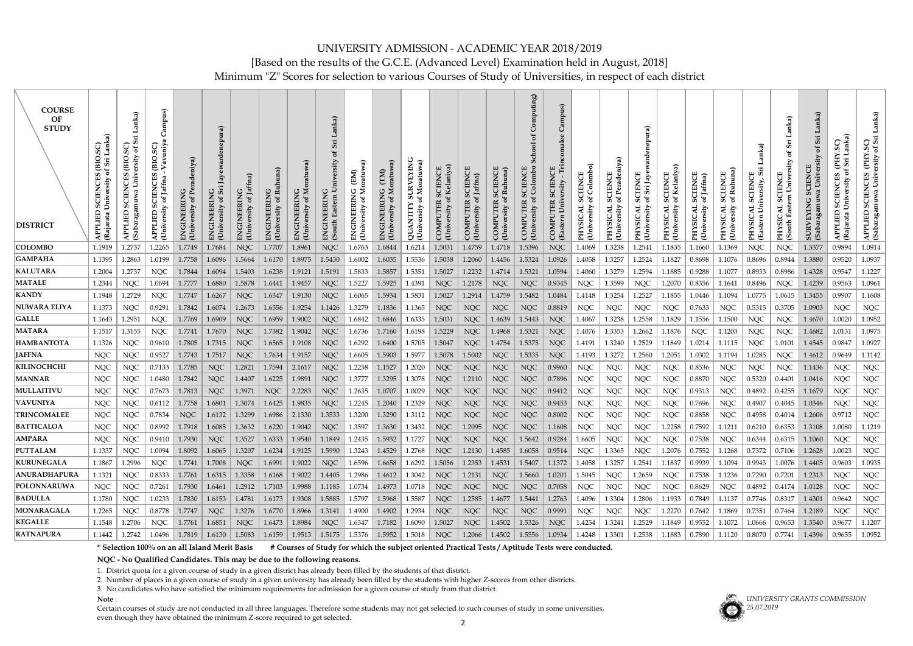# UNIVERSITY ADMISSION - ACADEMIC YEAR 2018/2019

[Based on the results of the G.C.E. (Advanced Level) Examination held in August, 2018]

Minimum "Z" Scores for selection to various Courses of Study of Universities, in respect of each district

| COURSE OF STUDY / DISTRICT | APPLIED SCIENCES (BIO.SC) (Rajarata University of Sri Lanka) | APPLIED SCIENCES (BIO.SC) (Sabaragamuwa University of Sri Lanka) | APPLIED SCIENCES (BIO.SC) (University of Jaffna - Vavuniya Campus) | ENGINEERING (University of Peradeniya) | ENGINEERING (University of Sri Jayewardenepura) | ENGINEERING (University of Jaffna) | ENGINEERING (University of Ruhuna) | ENGINEERING (University of Moratuwa) | ENGINEERING (South Eastern University of Sri Lanka) | ENGINEERING (EM) (University of Moratuwa) | ENGINEERING (TM) (University of Moratuwa) | QUANTITY SURVEYING (University of Moratuwa) | COMPUTER SCIENCE (University of Kelaniya) | COMPUTER SCIENCE (University of Jaffna) | COMPUTER SCIENCE (University of Ruhuna) | COMPUTER SCIENCE (University of Colombo School of Computing) | COMPUTER SCIENCE (Eastern University - Trincomalee Campus) | PHYSICAL SCIENCE (University of Colombo) | PHYSICAL SCIENCE (University of Peradeniya) | PHYSICAL SCIENCE (University of Sri Jayewardenepura) | PHYSICAL SCIENCE (University of Kelaniya) | PHYSICAL SCIENCE (University of Jaffna) | PHYSICAL SCIENCE (University of Ruhuna) | PHYSICAL SCIENCE (Eastern University, Sri Lanka) | PHYSICAL SCIENCE (South Eastern University of Sri Lanka) | SURVEYING SCIENCE (Sabaragamuwa University of Sri Lanka) | APPLIED SCIENCES (PHY.SC) (Rajarata University of Sri Lanka) | APPLIED SCIENCES (PHY.SC) (Sabaragamuwa University of Sri Lanka) |
|---|---|---|---|---|---|---|---|---|---|---|---|---|---|---|---|---|---|---|---|---|---|---|---|---|---|---|---|---|
| COLOMBO | 1.1919 | 1.2737 | 1.2265 | 1.7749 | 1.7684 | NQC | 1.7707 | 1.8961 | NQC | 1.6763 | 1.6844 | 1.6214 | 1.5031 | 1.4759 | 1.4718 | 1.5396 | NQC | 1.4069 | 1.3238 | 1.2541 | 1.1835 | 1.1660 | 1.1369 | NQC | NQC | 1.3377 | 0.9894 | 1.0914 |
| GAMPAHA | 1.1395 | 1.2863 | 1.0199 | 1.7758 | 1.6096 | 1.5664 | 1.6170 | 1.8975 | 1.5430 | 1.6002 | 1.6035 | 1.5536 | 1.5038 | 1.2060 | 1.4456 | 1.5324 | 1.0926 | 1.4058 | 1.3257 | 1.2524 | 1.1827 | 0.8698 | 1.1076 | 0.8696 | 0.8944 | 1.3880 | 0.9520 | 1.0937 |
| KALUTARA | 1.2004 | 1.2737 | NQC | 1.7844 | 1.6094 | 1.5403 | 1.6238 | 1.9121 | 1.5191 | 1.5833 | 1.5857 | 1.5351 | 1.5027 | 1.2232 | 1.4714 | 1.5321 | 1.0594 | 1.4060 | 1.3279 | 1.2594 | 1.1885 | 0.9288 | 1.1077 | 0.8933 | 0.8986 | 1.4328 | 0.9547 | 1.1227 |
| MATALE | 1.2344 | NQC | 1.0694 | 1.7777 | 1.6880 | 1.5878 | 1.6441 | 1.9457 | NQC | 1.5227 | 1.5925 | 1.4391 | NQC | 1.2178 | NQC | NQC | 0.9345 | NQC | 1.3599 | NQC | 1.2070 | 0.8356 | 1.1641 | 0.8496 | NQC | 1.4239 | 0.9563 | 1.0961 |
| KANDY | 1.1948 | 1.2729 | NQC | 1.7747 | 1.6267 | NQC | 1.6347 | 1.9130 | NQC | 1.6065 | 1.5934 | 1.5831 | 1.5027 | 1.2914 | 1.4759 | 1.5482 | 1.0484 | 1.4148 | 1.3254 | 1.2527 | 1.1855 | 1.0446 | 1.1094 | 1.0775 | 1.0615 | 1.3455 | 0.9907 | 1.1608 |
| NUWARA ELIYA | 1.1373 | NQC | 0.9291 | 1.7842 | 1.6074 | 1.2673 | 1.6556 | 1.9254 | 1.1426 | 1.3279 | 1.1836 | 1.1365 | NQC | NQC | NQC | NQC | 0.8819 | NQC | NQC | NQC | NQC | 0.7633 | NQC | 0.5315 | 0.3705 | 1.0903 | NQC | NQC |
| GALLE | 1.1643 | 1.2951 | NQC | 1.7769 | 1.6909 | NQC | 1.6959 | 1.9002 | NQC | 1.6842 | 1.6846 | 1.6335 | 1.5031 | NQC | 1.4639 | 1.5443 | NQC | 1.4067 | 1.3238 | 1.2558 | 1.1829 | 1.1556 | 1.1500 | NQC | NQC | 1.4670 | 1.0020 | 1.0952 |
| MATARA | 1.1517 | 1.3155 | NQC | 1.7741 | 1.7670 | NQC | 1.7382 | 1.9042 | NQC | 1.6736 | 1.7160 | 1.6198 | 1.5229 | NQC | 1.4968 | 1.5321 | NQC | 1.4076 | 1.3353 | 1.2662 | 1.1876 | NQC | 1.1203 | NQC | NQC | 1.4682 | 1.0131 | 1.0975 |
| HAMBANTOTA | 1.1326 | NQC | 0.9610 | 1.7805 | 1.7315 | NQC | 1.6565 | 1.9108 | NQC | 1.6292 | 1.6400 | 1.5705 | 1.5047 | NQC | 1.4754 | 1.5375 | NQC | 1.4191 | 1.3240 | 1.2529 | 1.1849 | 1.0214 | 1.1115 | NQC | 1.0101 | 1.4545 | 0.9847 | 1.0927 |
| JAFFNA | NQC | NQC | 0.9527 | 1.7743 | 1.7517 | NQC | 1.7634 | 1.9157 | NQC | 1.6605 | 1.5903 | 1.5977 | 1.5078 | 1.5002 | NQC | 1.5335 | NQC | 1.4193 | 1.3272 | 1.2560 | 1.2051 | 1.0302 | 1.1194 | 1.0285 | NQC | 1.4612 | 0.9649 | 1.1142 |
| KILINOCHCHI | NQC | NQC | 0.7133 | 1.7785 | NQC | 1.2821 | 1.7594 | 2.1617 | NQC | 1.2258 | 1.1527 | 1.2020 | NQC | NQC | NQC | NQC | 0.9960 | NQC | NQC | NQC | NQC | 0.8536 | NQC | NQC | NQC | 1.1436 | NQC | NQC |
| MANNAR | NQC | NQC | 1.0480 | 1.7842 | NQC | 1.4407 | 1.6225 | 1.9891 | NQC | 1.3777 | 1.3295 | 1.3078 | NQC | 1.2110 | NQC | NQC | 0.7896 | NQC | NQC | NQC | NQC | 0.8870 | NQC | 0.5320 | 0.4401 | 1.0416 | NQC | NQC |
| MULLAITIVU | NQC | NQC | 0.7673 | 1.7813 | NQC | 1.3971 | NQC | 2.2283 | NQC | 1.2635 | 1.0707 | 1.0029 | NQC | NQC | NQC | NQC | 0.9412 | NQC | NQC | NQC | NQC | 0.9313 | NQC | 0.4892 | 0.4255 | 1.1679 | NQC | NQC |
| VAVUNIYA | NQC | NQC | 0.6112 | 1.7758 | 1.6801 | 1.3074 | 1.6425 | 1.9835 | NQC | 1.2245 | 1.2040 | 1.2329 | NQC | NQC | NQC | NQC | 0.9453 | NQC | NQC | NQC | NQC | 0.7696 | NQC | 0.4907 | 0.4045 | 1.0346 | NQC | NQC |
| TRINCOMALEE | NQC | NQC | 0.7834 | NQC | 1.6132 | 1.3299 | 1.6986 | 2.1330 | 1.3533 | 1.3200 | 1.3290 | 1.3112 | NQC | NQC | NQC | NQC | 0.8002 | NQC | NQC | NQC | NQC | 0.8858 | NQC | 0.4958 | 0.4014 | 1.2606 | 0.9712 | NQC |
| BATTICALOA | NQC | NQC | 0.8992 | 1.7918 | 1.6085 | 1.3632 | 1.6220 | 1.9042 | NQC | 1.3597 | 1.3630 | 1.3432 | NQC | 1.2095 | NQC | NQC | 1.1608 | NQC | NQC | NQC | 1.2258 | 0.7592 | 1.1211 | 0.6210 | 0.6353 | 1.3108 | 1.0080 | 1.1219 |
| AMPARA | NQC | NQC | 0.9410 | 1.7930 | NQC | 1.3527 | 1.6333 | 1.9540 | 1.1849 | 1.2435 | 1.5932 | 1.1727 | NQC | NQC | NQC | 1.5642 | 0.9284 | 1.6605 | NQC | NQC | NQC | 0.7538 | NQC | 0.6344 | 0.6315 | 1.1060 | NQC | NQC |
| PUTTALAM | 1.1337 | NQC | 1.0094 | 1.8092 | 1.6065 | 1.3207 | 1.6234 | 1.9125 | 1.5990 | 1.3243 | 1.4529 | 1.2768 | NQC | 1.2130 | 1.4585 | 1.6058 | 0.9514 | NQC | 1.3365 | NQC | 1.2076 | 0.7552 | 1.1268 | 0.7372 | 0.7106 | 1.2628 | 1.0023 | NQC |
| KURUNEGALA | 1.1867 | 1.2996 | NQC | 1.7741 | 1.7008 | NQC | 1.6991 | 1.9022 | NQC | 1.6596 | 1.6658 | 1.6292 | 1.5056 | 1.2353 | 1.4531 | 1.5407 | 1.1372 | 1.4058 | 1.3257 | 1.2541 | 1.1837 | 0.9939 | 1.1094 | 0.9943 | 1.0076 | 1.4405 | 0.9603 | 1.0935 |
| ANURADHAPURA | 1.1321 | NQC | 0.8333 | 1.7761 | 1.6315 | 1.3358 | 1.6168 | 1.9022 | 1.4405 | 1.2986 | 1.4612 | 1.3042 | NQC | 1.2131 | NQC | 1.5660 | 1.0201 | 1.5045 | NQC | 1.2659 | NQC | 0.7538 | 1.1236 | 0.7290 | 0.7201 | 1.2313 | NQC | NQC |
| POLONNARUWA | NQC | NQC | 0.7261 | 1.7930 | 1.6461 | 1.2912 | 1.7103 | 1.9988 | 1.1185 | 1.0734 | 1.4973 | 1.0718 | NQC | NQC | NQC | NQC | 0.7058 | NQC | NQC | NQC | NQC | 0.8629 | NQC | 0.4892 | 0.4174 | 1.0128 | NQC | NQC |
| BADULLA | 1.1780 | NQC | 1.0233 | 1.7830 | 1.6153 | 1.4781 | 1.6173 | 1.9308 | 1.5885 | 1.5797 | 1.5968 | 1.5587 | NQC | 1.2585 | 1.4677 | 1.5441 | 1.2763 | 1.4096 | 1.3304 | 1.2806 | 1.1933 | 0.7849 | 1.1137 | 0.7746 | 0.8317 | 1.4301 | 0.9642 | NQC |
| MONARAGALA | 1.2265 | NQC | 0.8778 | 1.7747 | NQC | 1.3276 | 1.6770 | 1.8966 | 1.3141 | 1.4900 | 1.4902 | 1.2934 | NQC | NQC | NQC | NQC | 0.9991 | NQC | NQC | NQC | 1.2270 | 0.7642 | 1.1869 | 0.7351 | 0.7464 | 1.2189 | NQC | NQC |
| KEGALLE | 1.1548 | 1.2706 | NQC | 1.7761 | 1.6851 | NQC | 1.6473 | 1.8984 | NQC | 1.6347 | 1.7182 | 1.6090 | 1.5027 | NQC | 1.4502 | 1.5326 | NQC | 1.4254 | 1.3241 | 1.2529 | 1.1849 | 0.9552 | 1.1072 | 1.0666 | 0.9653 | 1.3540 | 0.9677 | 1.1207 |
| RATNAPURA | 1.1442 | 1.2742 | 1.0496 | 1.7819 | 1.6130 | 1.5083 | 1.6159 | 1.9513 | 1.5175 | 1.5376 | 1.5952 | 1.5018 | NQC | 1.2066 | 1.4502 | 1.5556 | 1.0934 | 1.4248 | 1.3301 | 1.2538 | 1.1883 | 0.7890 | 1.1120 | 0.8070 | 0.7741 | 1.4396 | 0.9655 | 1.0952 |

**\* Selection 100% on an all Island Merit Basis** &nbsp;&nbsp; **# Courses of Study for which the subject oriented Practical Tests / Aptitude Tests were conducted.**

**NQC - No Qualified Candidates. This may be due to the following reasons.**

1. District quota for a given course of study in a given district has already been filled by the students of that district.
2. Number of places in a given course of study in a given university has already been filled by the students with higher Z-scores from other districts.
3. No candidates who have satisfied the minimum requirements for admission for a given course of study from that district.

**Note** :

Certain courses of study are not conducted in all three languages. Therefore some students may not get selected to such courses of study in some universities, even though they have obtained the minimum Z-score required to get selected.

*UNIVERSITY GRANTS COMMISSION*
*25.07.2019*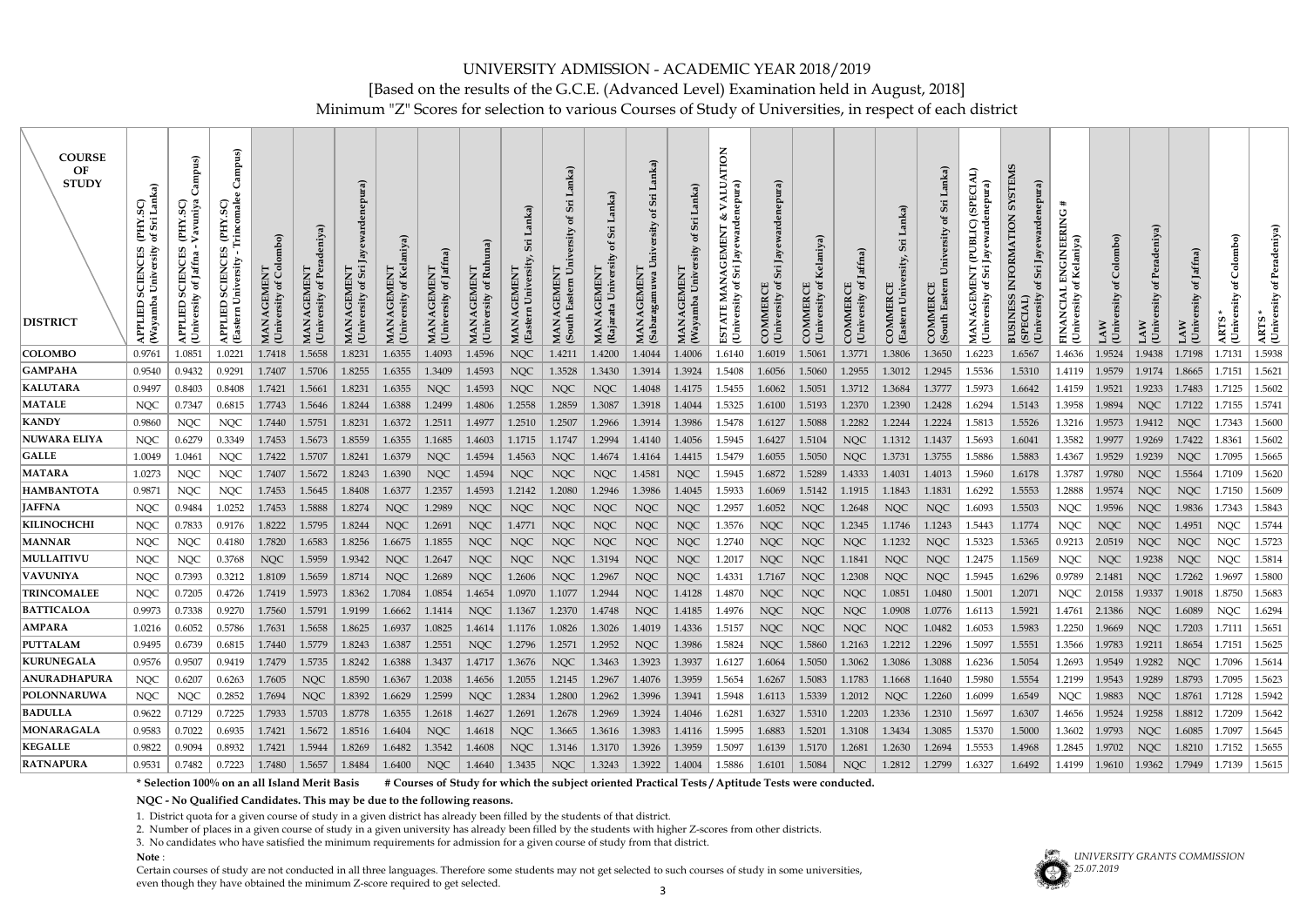# UNIVERSITY ADMISSION - ACADEMIC YEAR 2018/2019

## [Based on the results of the G.C.E. (Advanced Level) Examination held in August, 2018]

## Minimum "Z" Scores for selection to various Courses of Study of Universities, in respect of each district

| COURSE OF STUDY / DISTRICT | APPLIED SCIENCES (PHY.SC) (Wayamba University of Sri Lanka) | APPLIED SCIENCES (PHY.SC) (University of Jaffna - Vavuniya Campus) | APPLIED SCIENCES (PHY.SC) (Eastern University- Trincomalee Campus) | MANAGEMENT (University of Colombo) | MANAGEMENT (University of Peradeniya) | MANAGEMENT (University of Sri Jayewardenepura) | MANAGEMENT (University of Kelaniya) | MANAGEMENT (University of Jaffna) | MANAGEMENT (University of Ruhuna) | MANAGEMENT (Eastern University, Sri Lanka) | MANAGEMENT (South Eastern University of Sri Lanka) | MANAGEMENT (Rajarata University of Sri Lanka) | MANAGEMENT (Sabaragamuwa University of Sri Lanka) | MANAGEMENT (Wayamba University of Sri Lanka) | ESTATE MANAGEMENT & VALUATION (University of Sri Jayewardenepura) | COMMERCE (University of Sri Jayewardenepura) | COMMERCE (University of Kelaniya) | COMMERCE (University of Jaffna) | COMMERCE (Eastern University, Sri Lanka) | COMMERCE (South Eastern University of Sri Lanka) | MANAGEMENT (PUBLIC) (SPECIAL) (University of Sri Jayewardenepura) | BUSINESS INFORMATION SYSTEMS (SPECIAL) (University of Sri Jayewardenepura) | FINANCIAL ENGINEERING # (University of Kelaniya) | LAW (University of Colombo) | LAW (University of Peradeniya) | LAW (University of Jaffna) | ARTS* (University of Colombo) | ARTS* (University of Peradeniya) |
|---|---|---|---|---|---|---|---|---|---|---|---|---|---|---|---|---|---|---|---|---|---|---|---|---|---|---|---|---|
| COLOMBO | 0.9761 | 1.0851 | 1.0221 | 1.7418 | 1.5658 | 1.8231 | 1.6355 | 1.4093 | 1.4596 | NQC | 1.4211 | 1.4200 | 1.4044 | 1.4006 | 1.6140 | 1.6019 | 1.5061 | 1.3771 | 1.3806 | 1.3650 | 1.6223 | 1.6567 | 1.4636 | 1.9524 | 1.9438 | 1.7198 | 1.7131 | 1.5938 |
| GAMPAHA | 0.9540 | 0.9432 | 0.9291 | 1.7407 | 1.5706 | 1.8255 | 1.6355 | 1.3409 | 1.4593 | NQC | 1.3528 | 1.3430 | 1.3914 | 1.3924 | 1.5408 | 1.6056 | 1.5060 | 1.2955 | 1.3012 | 1.2945 | 1.5536 | 1.5310 | 1.4119 | 1.9579 | 1.9174 | 1.8665 | 1.7151 | 1.5621 |
| KALUTARA | 0.9497 | 0.8403 | 0.8408 | 1.7421 | 1.5661 | 1.8231 | 1.6355 | NQC | 1.4593 | NQC | NQC | NQC | 1.4048 | 1.4175 | 1.5455 | 1.6062 | 1.5051 | 1.3712 | 1.3684 | 1.3777 | 1.5973 | 1.6642 | 1.4159 | 1.9521 | 1.9233 | 1.7483 | 1.7125 | 1.5602 |
| MATALE | NQC | 0.7347 | 0.6815 | 1.7743 | 1.5646 | 1.8244 | 1.6388 | 1.2499 | 1.4806 | 1.2558 | 1.2859 | 1.3087 | 1.3918 | 1.4044 | 1.5325 | 1.6100 | 1.5193 | 1.2370 | 1.2390 | 1.2428 | 1.6294 | 1.5143 | 1.3958 | 1.9894 | NQC | 1.7122 | 1.7155 | 1.5741 |
| KANDY | 0.9860 | NQC | NQC | 1.7440 | 1.5751 | 1.8231 | 1.6372 | 1.2511 | 1.4977 | 1.2510 | 1.2507 | 1.2966 | 1.3914 | 1.3986 | 1.5478 | 1.6127 | 1.5088 | 1.2282 | 1.2244 | 1.2224 | 1.5813 | 1.5526 | 1.3216 | 1.9573 | 1.9412 | NQC | 1.7343 | 1.5600 |
| NUWARA ELIYA | NQC | 0.6279 | 0.3349 | 1.7453 | 1.5673 | 1.8559 | 1.6355 | 1.1685 | 1.4603 | 1.1715 | 1.1747 | 1.2994 | 1.4140 | 1.4056 | 1.5945 | 1.6427 | 1.5104 | NQC | 1.1312 | 1.1437 | 1.5693 | 1.6041 | 1.3582 | 1.9977 | 1.9269 | 1.7422 | 1.8361 | 1.5602 |
| GALLE | 1.0049 | 1.0461 | NQC | 1.7422 | 1.5707 | 1.8241 | 1.6379 | NQC | 1.4594 | 1.4563 | NQC | 1.4674 | 1.4164 | 1.4415 | 1.5479 | 1.6055 | 1.5050 | NQC | 1.3731 | 1.3755 | 1.5886 | 1.5883 | 1.4367 | 1.9529 | 1.9239 | NQC | 1.7095 | 1.5665 |
| MATARA | 1.0273 | NQC | NQC | 1.7407 | 1.5672 | 1.8243 | 1.6390 | NQC | 1.4594 | NQC | NQC | NQC | 1.4581 | NQC | 1.5945 | 1.6872 | 1.5289 | 1.4333 | 1.4031 | 1.4013 | 1.5960 | 1.6178 | 1.3787 | 1.9780 | NQC | 1.5564 | 1.7109 | 1.5620 |
| HAMBANTOTA | 0.9871 | NQC | NQC | 1.7453 | 1.5645 | 1.8408 | 1.6377 | 1.2357 | 1.4593 | 1.2142 | 1.2080 | 1.2946 | 1.3986 | 1.4045 | 1.5933 | 1.6069 | 1.5142 | 1.1915 | 1.1843 | 1.1831 | 1.6292 | 1.5553 | 1.2888 | 1.9574 | NQC | NQC | 1.7150 | 1.5609 |
| JAFFNA | NQC | 0.9484 | 1.0252 | 1.7453 | 1.5888 | 1.8274 | NQC | 1.2989 | NQC | NQC | NQC | NQC | NQC | NQC | 1.2957 | 1.6052 | NQC | 1.2648 | NQC | NQC | 1.6093 | 1.5503 | NQC | 1.9596 | NQC | 1.9836 | 1.7343 | 1.5843 |
| KILINOCHCHI | NQC | 0.7833 | 0.9176 | 1.8222 | 1.5795 | 1.8244 | NQC | 1.2691 | NQC | 1.4771 | NQC | NQC | NQC | NQC | 1.3576 | NQC | NQC | 1.2345 | 1.1746 | 1.1243 | 1.5443 | 1.1774 | NQC | NQC | NQC | 1.4951 | NQC | 1.5744 |
| MANNAR | NQC | NQC | 0.4180 | 1.7820 | 1.6583 | 1.8256 | 1.6675 | 1.1855 | NQC | NQC | NQC | NQC | NQC | NQC | 1.2740 | NQC | NQC | NQC | 1.1232 | NQC | 1.5323 | 1.5365 | 0.9213 | 2.0519 | NQC | NQC | NQC | 1.5723 |
| MULLAITIVU | NQC | NQC | 0.3768 | NQC | 1.5959 | 1.9342 | NQC | 1.2647 | NQC | NQC | NQC | 1.3194 | NQC | NQC | 1.2017 | NQC | NQC | 1.1841 | NQC | NQC | 1.2475 | 1.1569 | NQC | NQC | 1.9238 | NQC | NQC | 1.5814 |
| VAVUNIYA | NQC | 0.7393 | 0.3212 | 1.8109 | 1.5659 | 1.8714 | NQC | 1.2689 | NQC | 1.2606 | NQC | 1.2967 | NQC | NQC | 1.4331 | 1.7167 | NQC | 1.2308 | NQC | NQC | 1.5945 | 1.6296 | 0.9789 | 2.1481 | NQC | 1.7262 | 1.9697 | 1.5800 |
| TRINCOMALEE | NQC | 0.7205 | 0.4726 | 1.7419 | 1.5973 | 1.8362 | 1.7084 | 1.0854 | 1.4654 | 1.0970 | 1.1077 | 1.2944 | NQC | 1.4128 | 1.4870 | NQC | NQC | NQC | 1.0851 | 1.0480 | 1.5001 | 1.2071 | NQC | 2.0158 | 1.9337 | 1.9018 | 1.8750 | 1.5683 |
| BATTICALOA | 0.9973 | 0.7338 | 0.9270 | 1.7560 | 1.5791 | 1.9199 | 1.6662 | 1.1414 | NQC | 1.1367 | 1.2370 | 1.4748 | NQC | 1.4185 | 1.4976 | NQC | NQC | NQC | 1.0908 | 1.0776 | 1.6113 | 1.5921 | 1.4761 | 2.1386 | NQC | 1.6089 | NQC | 1.6294 |
| AMPARA | 1.0216 | 0.6052 | 0.5786 | 1.7631 | 1.5658 | 1.8625 | 1.6937 | 1.0825 | 1.4614 | 1.1176 | 1.0826 | 1.3026 | 1.4019 | 1.4336 | 1.5157 | NQC | NQC | NQC | NQC | 1.0482 | 1.6053 | 1.5983 | 1.2250 | 1.9669 | NQC | 1.7203 | 1.7111 | 1.5651 |
| PUTTALAM | 0.9495 | 0.6739 | 0.6815 | 1.7440 | 1.5779 | 1.8243 | 1.6387 | 1.2551 | NQC | 1.2796 | 1.2571 | 1.2952 | NQC | 1.3986 | 1.5824 | NQC | 1.5860 | 1.2163 | 1.2212 | 1.2296 | 1.5097 | 1.5551 | 1.3566 | 1.9783 | 1.9211 | 1.8654 | 1.7151 | 1.5625 |
| KURUNEGALA | 0.9576 | 0.9507 | 0.9419 | 1.7479 | 1.5735 | 1.8242 | 1.6388 | 1.3437 | 1.4717 | 1.3676 | NQC | 1.3463 | 1.3923 | 1.3937 | 1.6127 | 1.6064 | 1.5050 | 1.3062 | 1.3086 | 1.3088 | 1.6236 | 1.5054 | 1.2693 | 1.9549 | 1.9282 | NQC | 1.7096 | 1.5614 |
| ANURADHAPURA | NQC | 0.6207 | 0.6263 | 1.7605 | NQC | 1.8590 | 1.6367 | 1.2038 | 1.4656 | 1.2055 | 1.2145 | 1.2967 | 1.4076 | 1.3959 | 1.5654 | 1.6267 | 1.5083 | 1.1783 | 1.1668 | 1.1640 | 1.5980 | 1.5554 | 1.2199 | 1.9543 | 1.9289 | 1.8793 | 1.7095 | 1.5623 |
| POLONNARUWA | NQC | NQC | 0.2852 | 1.7694 | NQC | 1.8392 | 1.6629 | 1.2599 | NQC | 1.2834 | 1.2800 | 1.2962 | 1.3996 | 1.3941 | 1.5948 | 1.6113 | 1.5339 | 1.2012 | NQC | 1.2260 | 1.6099 | 1.6549 | NQC | 1.9883 | NQC | 1.8761 | 1.7128 | 1.5942 |
| BADULLA | 0.9622 | 0.7129 | 0.7225 | 1.7933 | 1.5703 | 1.8778 | 1.6355 | 1.2618 | 1.4627 | 1.2691 | 1.2678 | 1.2969 | 1.3924 | 1.4046 | 1.6281 | 1.6327 | 1.5310 | 1.2203 | 1.2336 | 1.2310 | 1.5697 | 1.6307 | 1.4656 | 1.9524 | 1.9258 | 1.8812 | 1.7209 | 1.5642 |
| MONARAGALA | 0.9583 | 0.7022 | 0.6935 | 1.7421 | 1.5672 | 1.8516 | 1.6404 | NQC | 1.4618 | NQC | 1.3665 | 1.3616 | 1.3983 | 1.4116 | 1.5995 | 1.6883 | 1.5201 | 1.3108 | 1.3434 | 1.3085 | 1.5370 | 1.5000 | 1.3602 | 1.9793 | NQC | 1.6085 | 1.7097 | 1.5645 |
| KEGALLE | 0.9822 | 0.9094 | 0.8932 | 1.7421 | 1.5944 | 1.8269 | 1.6482 | 1.3542 | 1.4608 | NQC | 1.3146 | 1.3170 | 1.3926 | 1.3959 | 1.5097 | 1.6139 | 1.5170 | 1.2681 | 1.2630 | 1.2694 | 1.5553 | 1.4968 | 1.2845 | 1.9702 | NQC | 1.8210 | 1.7152 | 1.5655 |
| RATNAPURA | 0.9531 | 0.7482 | 0.7223 | 1.7480 | 1.5657 | 1.8484 | 1.6400 | NQC | 1.4640 | 1.3435 | NQC | 1.3243 | 1.3922 | 1.4004 | 1.5886 | 1.6101 | 1.5084 | NQC | 1.2812 | 1.2799 | 1.6327 | 1.6492 | 1.4199 | 1.9610 | 1.9362 | 1.7949 | 1.7139 | 1.5615 |

**\* Selection 100% on an all Island Merit Basis**     **# Courses of Study for which the subject oriented Practical Tests / Aptitude Tests were conducted.**

**NQC - No Qualified Candidates. This may be due to the following reasons.**

1. District quota for a given course of study in a given district has already been filled by the students of that district.
2. Number of places in a given course of study in a given university has already been filled by the students with higher Z-scores from other districts.
3. No candidates who have satisfied the minimum requirements for admission for a given course of study from that district.

**Note** :

Certain courses of study are not conducted in all three languages. Therefore some students may not get selected to such courses of study in some universities, even though they have obtained the minimum Z-score required to get selected.

*UNIVERSITY GRANTS COMMISSION*
*25.07.2019*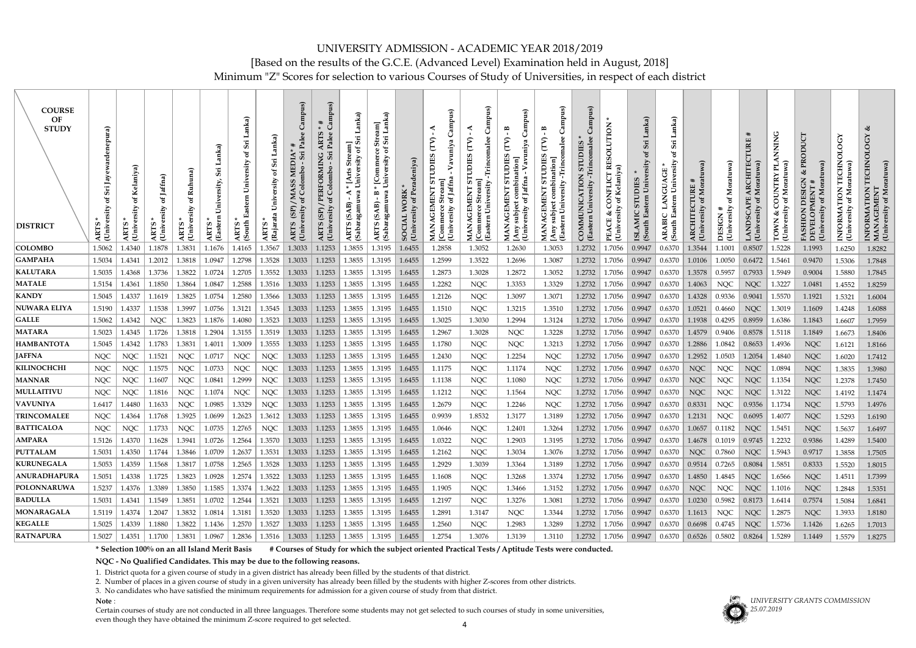# UNIVERSITY ADMISSION - ACADEMIC YEAR 2018/2019

[Based on the results of the G.C.E. (Advanced Level) Examination held in August, 2018]

Minimum "Z" Scores for selection to various Courses of Study of Universities, in respect of each district

| COURSE OF STUDY / DISTRICT | ARTS * (University of Sri Jayewardenepura) | ARTS * (University of Kelaniya) | ARTS * (University of Jaffna) | ARTS * (University of Ruhuna) | ARTS * (Eastern University, Sri Lanka) | ARTS * (South Eastern University of Sri Lanka) | ARTS * (Rajarata University of Sri Lanka) | ARTS (SP) / MASS MEDIA * # (University of Colombo - Sri Palee Campus) | ARTS (SP) / PERFORMING ARTS * # (University of Colombo - Sri Palee Campus) | ARTS (SAB) - A * [Arts Stream] (Sabaragamuwa University of Sri Lanka) | ARTS (SAB) - B * [Commerce Stream] (Sabaragamuwa University of Sri Lanka) | SOCIAL WORK * (University of Peradeniya) | MANAGEMENT STUDIES (TV) - A [Commerce Stream] (University of Jaffna - Vavuniya Campus) | MANAGEMENT STUDIES (TV) - A [Commerce Stream] (Eastern University -Trincomalee Campus) | MANAGEMENT STUDIES (TV) - B [Any subject combination] (University of Jaffna - Vavuniya Campus) | MANAGEMENT STUDIES (TV) - B [Any subject combination] (Eastern University -Trincomalee Campus) | COMMUNICATION STUDIES * (Eastern University -Trincomalee Campus) | PEACE & CONFLICT RESOLUTION * (University of Kelaniya) | ISLAMIC STUDIES * (South Eastern University of Sri Lanka) | ARABIC LANGUAGE * (South Eastern University of Sri Lanka) | ARCHITECTURE # (University of Moratuwa) | DESIGN # (University of Moratuwa) | LANDSCAPE ARCHITECTURE # (University of Moratuwa) | TOWN & COUNTRY PLANNING (University of Moratuwa) | FASHION DESIGN & PRODUCT DEVELOPMENT # (University of Moratuwa) | INFORMATION TECHNOLOGY (University of Moratuwa) | INFORMATION TECHNOLOGY & MANAGEMENT (University of Moratuwa) |
|---|---|---|---|---|---|---|---|---|---|---|---|---|---|---|---|---|---|---|---|---|---|---|---|---|---|---|---|
| COLOMBO | 1.5062 | 1.4340 | 1.1878 | 1.3831 | 1.1676 | 1.4165 | 1.3567 | 1.3033 | 1.1253 | 1.3855 | 1.3195 | 1.6455 | 1.2858 | 1.3052 | 1.2630 | 1.3053 | 1.2732 | 1.7056 | 0.9947 | 0.6370 | 1.3544 | 1.1001 | 0.8507 | 1.5228 | 1.1993 | 1.6250 | 1.8282 |
| GAMPAHA | 1.5034 | 1.4341 | 1.2012 | 1.3818 | 1.0947 | 1.2798 | 1.3528 | 1.3033 | 1.1253 | 1.3855 | 1.3195 | 1.6455 | 1.2599 | 1.3522 | 1.2696 | 1.3087 | 1.2732 | 1.7056 | 0.9947 | 0.6370 | 1.0106 | 1.0050 | 0.6472 | 1.5461 | 0.9470 | 1.5306 | 1.7848 |
| KALUTARA | 1.5035 | 1.4368 | 1.3736 | 1.3822 | 1.0724 | 1.2705 | 1.3552 | 1.3033 | 1.1253 | 1.3855 | 1.3195 | 1.6455 | 1.2873 | 1.3028 | 1.2872 | 1.3052 | 1.2732 | 1.7056 | 0.9947 | 0.6370 | 1.3578 | 0.5957 | 0.7933 | 1.5949 | 0.9004 | 1.5880 | 1.7845 |
| MATALE | 1.5154 | 1.4361 | 1.1850 | 1.3864 | 1.0847 | 1.2588 | 1.3516 | 1.3033 | 1.1253 | 1.3855 | 1.3195 | 1.6455 | 1.2282 | NQC | 1.3353 | 1.3329 | 1.2732 | 1.7056 | 0.9947 | 0.6370 | 1.4063 | NQC | NQC | 1.3227 | 1.0481 | 1.4552 | 1.8259 |
| KANDY | 1.5045 | 1.4337 | 1.1619 | 1.3825 | 1.0754 | 1.2580 | 1.3566 | 1.3033 | 1.1253 | 1.3855 | 1.3195 | 1.6455 | 1.2126 | NQC | 1.3097 | 1.3071 | 1.2732 | 1.7056 | 0.9947 | 0.6370 | 1.4328 | 0.9336 | 0.9041 | 1.5570 | 1.1921 | 1.5321 | 1.6004 |
| NUWARA ELIYA | 1.5190 | 1.4337 | 1.1538 | 1.3997 | 1.0756 | 1.3121 | 1.3545 | 1.3033 | 1.1253 | 1.3855 | 1.3195 | 1.6455 | 1.1510 | NQC | 1.3215 | 1.3510 | 1.2732 | 1.7056 | 0.9947 | 0.6370 | 1.0521 | 0.4660 | NQC | 1.3019 | 1.1609 | 1.4248 | 1.6088 |
| GALLE | 1.5062 | 1.4342 | NQC | 1.3823 | 1.1876 | 1.4080 | 1.3523 | 1.3033 | 1.1253 | 1.3855 | 1.3195 | 1.6455 | 1.3025 | 1.3030 | 1.2994 | 1.3124 | 1.2732 | 1.7056 | 0.9947 | 0.6370 | 1.1938 | 0.4295 | 0.8959 | 1.6386 | 1.1843 | 1.6607 | 1.7959 |
| MATARA | 1.5023 | 1.4345 | 1.1726 | 1.3818 | 1.2904 | 1.3155 | 1.3519 | 1.3033 | 1.1253 | 1.3855 | 1.3195 | 1.6455 | 1.2967 | 1.3028 | NQC | 1.3228 | 1.2732 | 1.7056 | 0.9947 | 0.6370 | 1.4579 | 0.9406 | 0.8578 | 1.5118 | 1.1849 | 1.6673 | 1.8406 |
| HAMBANTOTA | 1.5045 | 1.4342 | 1.1783 | 1.3831 | 1.4011 | 1.3009 | 1.3555 | 1.3033 | 1.1253 | 1.3855 | 1.3195 | 1.6455 | 1.1780 | NQC | NQC | 1.3213 | 1.2732 | 1.7056 | 0.9947 | 0.6370 | 1.2886 | 1.0842 | 0.8653 | 1.4936 | NQC | 1.6121 | 1.8166 |
| JAFFNA | NQC | NQC | 1.1521 | NQC | 1.0717 | NQC | NQC | 1.3033 | 1.1253 | 1.3855 | 1.3195 | 1.6455 | 1.2430 | NQC | 1.2254 | NQC | 1.2732 | 1.7056 | 0.9947 | 0.6370 | 1.2952 | 1.0503 | 1.2054 | 1.4840 | NQC | 1.6020 | 1.7412 |
| KILINOCHCHI | NQC | NQC | 1.1575 | NQC | 1.0733 | NQC | NQC | 1.3033 | 1.1253 | 1.3855 | 1.3195 | 1.6455 | 1.1175 | NQC | 1.1174 | NQC | 1.2732 | 1.7056 | 0.9947 | 0.6370 | NQC | NQC | NQC | 1.0894 | NQC | 1.3835 | 1.3980 |
| MANNAR | NQC | NQC | 1.1607 | NQC | 1.0841 | 1.2999 | NQC | 1.3033 | 1.1253 | 1.3855 | 1.3195 | 1.6455 | 1.1138 | NQC | 1.1080 | NQC | 1.2732 | 1.7056 | 0.9947 | 0.6370 | NQC | NQC | NQC | 1.1354 | NQC | 1.2378 | 1.7450 |
| MULLAITIVU | NQC | NQC | 1.1816 | NQC | 1.1074 | NQC | NQC | 1.3033 | 1.1253 | 1.3855 | 1.3195 | 1.6455 | 1.1212 | NQC | 1.1564 | NQC | 1.2732 | 1.7056 | 0.9947 | 0.6370 | NQC | NQC | NQC | 1.3122 | NQC | 1.4192 | 1.1474 |
| VAVUNIYA | 1.6417 | 1.4480 | 1.1633 | NQC | 1.0985 | 1.3329 | NQC | 1.3033 | 1.1253 | 1.3855 | 1.3195 | 1.6455 | 1.2679 | NQC | 1.2246 | NQC | 1.2732 | 1.7056 | 0.9947 | 0.6370 | 0.8331 | NQC | 0.9356 | 1.1734 | NQC | 1.5793 | 1.4976 |
| TRINCOMALEE | NQC | 1.4364 | 1.1768 | 1.3925 | 1.0699 | 1.2623 | 1.3612 | 1.3033 | 1.1253 | 1.3855 | 1.3195 | 1.6455 | 0.9939 | 1.8532 | 1.3177 | 1.3189 | 1.2732 | 1.7056 | 0.9947 | 0.6370 | 1.2131 | NQC | 0.6095 | 1.4077 | NQC | 1.5293 | 1.6190 |
| BATTICALOA | NQC | NQC | 1.1733 | NQC | 1.0735 | 1.2765 | NQC | 1.3033 | 1.1253 | 1.3855 | 1.3195 | 1.6455 | 1.0646 | NQC | 1.2401 | 1.3264 | 1.2732 | 1.7056 | 0.9947 | 0.6370 | 1.0657 | 0.1182 | NQC | 1.5451 | NQC | 1.5637 | 1.6497 |
| AMPARA | 1.5126 | 1.4370 | 1.1628 | 1.3941 | 1.0726 | 1.2564 | 1.3570 | 1.3033 | 1.1253 | 1.3855 | 1.3195 | 1.6455 | 1.0322 | NQC | 1.2903 | 1.3195 | 1.2732 | 1.7056 | 0.9947 | 0.6370 | 1.4678 | 0.1019 | 0.9745 | 1.2232 | 0.9386 | 1.4289 | 1.5400 |
| PUTTALAM | 1.5031 | 1.4350 | 1.1744 | 1.3846 | 1.0709 | 1.2637 | 1.3531 | 1.3033 | 1.1253 | 1.3855 | 1.3195 | 1.6455 | 1.2162 | NQC | 1.3034 | 1.3076 | 1.2732 | 1.7056 | 0.9947 | 0.6370 | NQC | 0.7860 | NQC | 1.5943 | 0.9717 | 1.3858 | 1.7505 |
| KURUNEGALA | 1.5053 | 1.4359 | 1.1568 | 1.3817 | 1.0758 | 1.2565 | 1.3528 | 1.3033 | 1.1253 | 1.3855 | 1.3195 | 1.6455 | 1.2929 | 1.3039 | 1.3364 | 1.3189 | 1.2732 | 1.7056 | 0.9947 | 0.6370 | 0.9514 | 0.7265 | 0.8084 | 1.5851 | 0.8333 | 1.5520 | 1.8015 |
| ANURADHAPURA | 1.5051 | 1.4338 | 1.1725 | 1.3823 | 1.0928 | 1.2574 | 1.3522 | 1.3033 | 1.1253 | 1.3855 | 1.3195 | 1.6455 | 1.1608 | NQC | 1.3268 | 1.3374 | 1.2732 | 1.7056 | 0.9947 | 0.6370 | 1.4850 | 1.4845 | NQC | 1.6566 | NQC | 1.4511 | 1.7399 |
| POLONNARUWA | 1.5237 | 1.4376 | 1.3389 | 1.3850 | 1.1585 | 1.3374 | 1.3622 | 1.3033 | 1.1253 | 1.3855 | 1.3195 | 1.6455 | 1.1905 | NQC | 1.3466 | 1.3152 | 1.2732 | 1.7056 | 0.9947 | 0.6370 | NQC | NQC | NQC | 1.1016 | NQC | 1.2848 | 1.5351 |
| BADULLA | 1.5031 | 1.4341 | 1.1549 | 1.3851 | 1.0702 | 1.2544 | 1.3521 | 1.3033 | 1.1253 | 1.3855 | 1.3195 | 1.6455 | 1.2197 | NQC | 1.3276 | 1.3081 | 1.2732 | 1.7056 | 0.9947 | 0.6370 | 1.0230 | 0.5982 | 0.8173 | 1.6414 | 0.7574 | 1.5084 | 1.6841 |
| MONARAGALA | 1.5119 | 1.4374 | 1.2047 | 1.3832 | 1.0814 | 1.3181 | 1.3520 | 1.3033 | 1.1253 | 1.3855 | 1.3195 | 1.6455 | 1.2891 | 1.3147 | NQC | 1.3344 | 1.2732 | 1.7056 | 0.9947 | 0.6370 | 1.1613 | NQC | NQC | 1.2875 | NQC | 1.3933 | 1.8180 |
| KEGALLE | 1.5025 | 1.4339 | 1.1880 | 1.3822 | 1.1436 | 1.2570 | 1.3527 | 1.3033 | 1.1253 | 1.3855 | 1.3195 | 1.6455 | 1.2560 | NQC | 1.2983 | 1.3289 | 1.2732 | 1.7056 | 0.9947 | 0.6370 | 0.6698 | 0.4745 | NQC | 1.5736 | 1.1426 | 1.6265 | 1.7013 |
| RATNAPURA | 1.5027 | 1.4351 | 1.1700 | 1.3831 | 1.0967 | 1.2836 | 1.3516 | 1.3033 | 1.1253 | 1.3855 | 1.3195 | 1.6455 | 1.2754 | 1.3076 | 1.3139 | 1.3110 | 1.2732 | 1.7056 | 0.9947 | 0.6370 | 0.6526 | 0.5802 | 0.8264 | 1.5289 | 1.1449 | 1.5579 | 1.8275 |

**\* Selection 100% on an all Island Merit Basis** **# Courses of Study for which the subject oriented Practical Tests / Aptitude Tests were conducted.**

**NQC - No Qualified Candidates. This may be due to the following reasons.**

1. District quota for a given course of study in a given district has already been filled by the students of that district.
2. Number of places in a given course of study in a given university has already been filled by the students with higher Z-scores from other districts.
3. No candidates who have satisfied the minimum requirements for admission for a given course of study from that district.

**Note** :

Certain courses of study are not conducted in all three languages. Therefore some students may not get selected to such courses of study in some universities, even though they have obtained the minimum Z-score required to get selected.

*UNIVERSITY GRANTS COMMISSION*
*25.07.2019*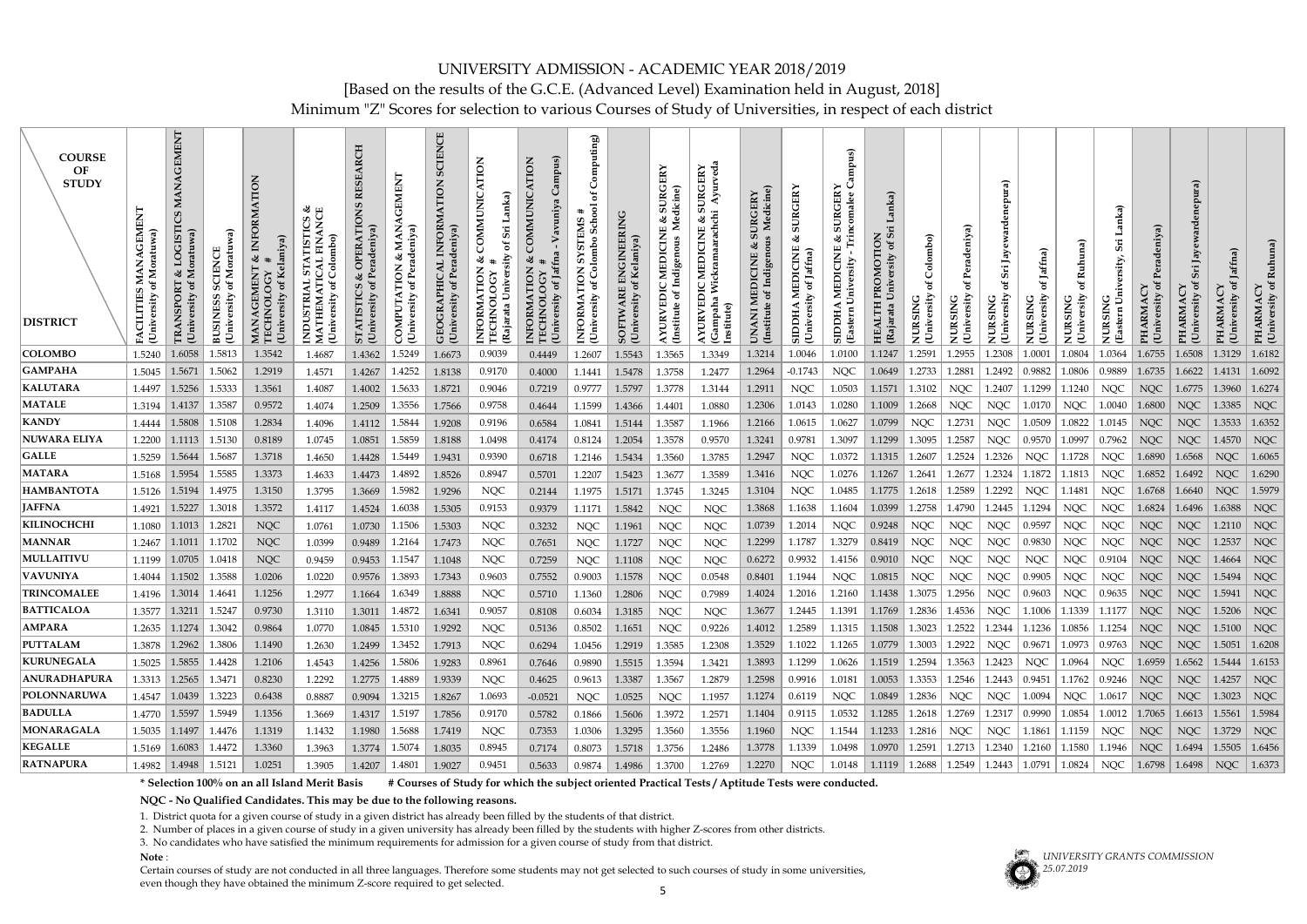# UNIVERSITY ADMISSION - ACADEMIC YEAR 2018/2019

[Based on the results of the G.C.E. (Advanced Level) Examination held in August, 2018]

Minimum "Z" Scores for selection to various Courses of Study of Universities, in respect of each district

| COURSE OF STUDY / DISTRICT | FACILITIES MANAGEMENT (University of Moratuwa) | TRANSPORT & LOGISTICS MANAGEMENT (University of Moratuwa) | BUSINESS SCIENCE (University of Moratuwa) | MANAGEMENT & INFORMATION TECHNOLOGY # (University of Kelaniya) | INDUSTRIAL STATISTICS & MATHEMATICAL FINANCE (University of Colombo) | STATISTICS & OPERATIONS RESEARCH (University of Peradeniya) | COMPUTATION & MANAGEMENT (University of Peradeniya) | GEOGRAPHICAL INFORMATION SCIENCE (University of Peradeniya) | INFORMATION & COMMUNICATION TECHNOLOGY # (Rajarata University of Sri Lanka) | INFORMATION & COMMUNICATION TECHNOLOGY # (University of Jaffna - Vavuniya Campus) | INFORMATION SYSTEMS # (University of Colombo School of Computing) | SOFTWARE ENGINEERING (University of Kelaniya) | AYURVEDIC MEDICINE & SURGERY (Institute of Indigenous Medicine) | AYURVEDIC MEDICINE & SURGERY (Gampaha Wickramarachchi Ayurveda Institute) | UNANI MEDICINE & SURGERY (Institute of Indigenous Medicine) | SIDDHA MEDICINE & SURGERY (University of Jaffna) | SIDDHA MEDICINE & SURGERY (Eastern University - Trincomalee Campus) | HEALTH PROMOTION (Rajarata University of Sri Lanka) | NURSING (University of Colombo) | NURSING (University of Peradeniya) | NURSING (University of Sri Jayewardenepura) | NURSING (University of Jaffna) | NURSING (University of Ruhuna) | NURSING (Eastern University, Sri Lanka) | PHARMACY (University of Peradeniya) | PHARMACY (University of Sri Jayewardenepura) | PHARMACY (University of Jaffna) | PHARMACY (University of Ruhuna) |
|---|---|---|---|---|---|---|---|---|---|---|---|---|---|---|---|---|---|---|---|---|---|---|---|---|---|---|---|---|
| COLOMBO | 1.5240 | 1.6058 | 1.5813 | 1.3542 | 1.4687 | 1.4362 | 1.5249 | 1.6673 | 0.9039 | 0.4449 | 1.2607 | 1.5543 | 1.3565 | 1.3349 | 1.3214 | 1.0046 | 1.0100 | 1.1247 | 1.2591 | 1.2955 | 1.2308 | 1.0001 | 1.0804 | 1.0364 | 1.6755 | 1.6508 | 1.3129 | 1.6182 |
| GAMPAHA | 1.5045 | 1.5671 | 1.5062 | 1.2919 | 1.4571 | 1.4267 | 1.4252 | 1.8138 | 0.9170 | 0.4000 | 1.1441 | 1.5478 | 1.3758 | 1.2477 | 1.2964 | -0.1743 | NQC | 1.0649 | 1.2733 | 1.2881 | 1.2492 | 0.9882 | 1.0806 | 0.9889 | 1.6735 | 1.6622 | 1.4131 | 1.6092 |
| KALUTARA | 1.4497 | 1.5256 | 1.5333 | 1.3561 | 1.4087 | 1.4002 | 1.5633 | 1.8721 | 0.9046 | 0.7219 | 0.9777 | 1.5797 | 1.3778 | 1.3144 | 1.2911 | NQC | 1.0503 | 1.1571 | 1.3102 | NQC | 1.2407 | 1.1299 | 1.1240 | NQC | NQC | 1.6775 | 1.3960 | 1.6274 |
| MATALE | 1.3194 | 1.4137 | 1.3587 | 0.9572 | 1.4074 | 1.2509 | 1.3556 | 1.7566 | 0.9758 | 0.4644 | 1.1599 | 1.4366 | 1.4401 | 1.0880 | 1.2306 | 1.0143 | 1.0280 | 1.1009 | 1.2668 | NQC | NQC | 1.0170 | NQC | 1.0040 | 1.6800 | NQC | 1.3385 | NQC |
| KANDY | 1.4444 | 1.5808 | 1.5108 | 1.2834 | 1.4096 | 1.4112 | 1.5844 | 1.9208 | 0.9196 | 0.6584 | 1.0841 | 1.5144 | 1.3587 | 1.1966 | 1.2166 | 1.0615 | 1.0627 | 1.0799 | NQC | 1.2731 | NQC | 1.0509 | 1.0822 | 1.0145 | NQC | NQC | 1.3533 | 1.6352 |
| NUWARA ELIYA | 1.2200 | 1.1113 | 1.5130 | 0.8189 | 1.0745 | 1.0851 | 1.5859 | 1.8188 | 1.0498 | 0.4174 | 0.8124 | 1.2054 | 1.3578 | 0.9570 | 1.3241 | 0.9781 | 1.3097 | 1.1299 | 1.3095 | 1.2587 | NQC | 0.9570 | 1.0997 | 0.7962 | NQC | NQC | 1.4570 | NQC |
| GALLE | 1.5259 | 1.5644 | 1.5687 | 1.3718 | 1.4650 | 1.4428 | 1.5449 | 1.9431 | 0.9390 | 0.6718 | 1.2146 | 1.5434 | 1.3560 | 1.3785 | 1.2947 | NQC | 1.0372 | 1.1315 | 1.2607 | 1.2524 | 1.2326 | NQC | 1.1728 | NQC | 1.6890 | 1.6568 | NQC | 1.6065 |
| MATARA | 1.5168 | 1.5954 | 1.5585 | 1.3373 | 1.4633 | 1.4473 | 1.4892 | 1.8526 | 0.8947 | 0.5701 | 1.2207 | 1.5423 | 1.3677 | 1.3589 | 1.3416 | NQC | 1.0276 | 1.1267 | 1.2641 | 1.2677 | 1.2324 | 1.1872 | 1.1813 | NQC | 1.6852 | 1.6492 | NQC | 1.6290 |
| HAMBANTOTA | 1.5126 | 1.5194 | 1.4975 | 1.3150 | 1.3795 | 1.3669 | 1.5982 | 1.9296 | NQC | 0.2144 | 1.1975 | 1.5171 | 1.3745 | 1.3245 | 1.3104 | NQC | 1.0485 | 1.1775 | 1.2618 | 1.2589 | 1.2292 | NQC | 1.1481 | NQC | 1.6768 | 1.6640 | NQC | 1.5979 |
| JAFFNA | 1.4921 | 1.5227 | 1.3018 | 1.3572 | 1.4117 | 1.4524 | 1.6038 | 1.5305 | 0.9153 | 0.9379 | 1.1171 | 1.5842 | NQC | NQC | 1.3868 | 1.1638 | 1.1604 | 1.0399 | 1.2758 | 1.4790 | 1.2445 | 1.1294 | NQC | NQC | 1.6824 | 1.6496 | 1.6388 | NQC |
| KILINOCHCHI | 1.1080 | 1.1013 | 1.2821 | NQC | 1.0761 | 1.0730 | 1.1506 | 1.5303 | NQC | 0.3232 | NQC | 1.1961 | NQC | NQC | 1.0739 | 1.2014 | NQC | 0.9248 | NQC | NQC | NQC | 0.9597 | NQC | NQC | NQC | NQC | 1.2110 | NQC |
| MANNAR | 1.2467 | 1.1011 | 1.1702 | NQC | 1.0399 | 0.9489 | 1.2164 | 1.7473 | NQC | 0.7651 | NQC | 1.1727 | NQC | NQC | 1.2299 | 1.1787 | 1.3279 | 0.8419 | NQC | NQC | NQC | 0.9830 | NQC | NQC | NQC | NQC | 1.2537 | NQC |
| MULLAITIVU | 1.1199 | 1.0705 | 1.0418 | NQC | 0.9459 | 0.9453 | 1.1547 | 1.1048 | NQC | 0.7259 | NQC | 1.1108 | NQC | NQC | 0.6272 | 0.9932 | 1.4156 | 0.9010 | NQC | NQC | NQC | NQC | NQC | 0.9104 | NQC | NQC | 1.4664 | NQC |
| VAVUNIYA | 1.4044 | 1.1502 | 1.3588 | 1.0206 | 1.0220 | 0.9576 | 1.3893 | 1.7343 | 0.9603 | 0.7552 | 0.9003 | 1.1578 | NQC | 0.0548 | 0.8401 | 1.1944 | NQC | 1.0815 | NQC | NQC | NQC | 0.9905 | NQC | NQC | NQC | NQC | 1.5494 | NQC |
| TRINCOMALEE | 1.4196 | 1.3014 | 1.4641 | 1.1256 | 1.2977 | 1.1664 | 1.6349 | 1.8888 | NQC | 0.5710 | 1.1360 | 1.2806 | NQC | 0.7989 | 1.4024 | 1.2016 | 1.2160 | 1.1438 | 1.3075 | 1.2956 | NQC | 0.9603 | NQC | 0.9635 | NQC | NQC | 1.5941 | NQC |
| BATTICALOA | 1.3577 | 1.3211 | 1.5247 | 0.9730 | 1.3110 | 1.3011 | 1.4872 | 1.6341 | 0.9057 | 0.8108 | 0.6034 | 1.3185 | NQC | NQC | 1.3677 | 1.2445 | 1.1391 | 1.1769 | 1.2836 | 1.4536 | NQC | 1.1006 | 1.1339 | 1.1177 | NQC | NQC | 1.5206 | NQC |
| AMPARA | 1.2635 | 1.1274 | 1.3042 | 0.9864 | 1.0770 | 1.0845 | 1.5310 | 1.9292 | NQC | 0.5136 | 0.8502 | 1.1651 | NQC | 0.9226 | 1.4012 | 1.2589 | 1.1315 | 1.1508 | 1.3023 | 1.2522 | 1.2344 | 1.1236 | 1.0856 | 1.1254 | NQC | NQC | 1.5100 | NQC |
| PUTTALAM | 1.3878 | 1.2962 | 1.3806 | 1.1490 | 1.2630 | 1.2499 | 1.3452 | 1.7913 | NQC | 0.6294 | 1.0456 | 1.2919 | 1.3585 | 1.2308 | 1.3529 | 1.1022 | 1.1265 | 1.0779 | 1.3003 | 1.2922 | NQC | 0.9671 | 1.0973 | 0.9763 | NQC | NQC | 1.5051 | 1.6208 |
| KURUNEGALA | 1.5025 | 1.5855 | 1.4428 | 1.2106 | 1.4543 | 1.4256 | 1.5806 | 1.9283 | 0.8961 | 0.7646 | 0.9890 | 1.5515 | 1.3594 | 1.3421 | 1.3893 | 1.1299 | 1.0626 | 1.1519 | 1.2594 | 1.3563 | 1.2423 | NQC | 1.0964 | NQC | 1.6959 | 1.6562 | 1.5444 | 1.6153 |
| ANURADHAPURA | 1.3313 | 1.2565 | 1.3471 | 0.8230 | 1.2292 | 1.2775 | 1.4889 | 1.9339 | NQC | 0.4625 | 0.9613 | 1.3387 | 1.3567 | 1.2879 | 1.2598 | 0.9916 | 1.0181 | 1.0053 | 1.3353 | 1.2546 | 1.2443 | 0.9451 | 1.1762 | 0.9246 | NQC | NQC | 1.4257 | NQC |
| POLONNARUWA | 1.4547 | 1.0439 | 1.3223 | 0.6438 | 0.8887 | 0.9094 | 1.3215 | 1.8267 | 1.0693 | -0.0521 | NQC | 1.0525 | NQC | 1.1957 | 1.1274 | 0.6119 | NQC | 1.0849 | 1.2836 | NQC | NQC | 1.0094 | NQC | 1.0617 | NQC | NQC | 1.3023 | NQC |
| BADULLA | 1.4770 | 1.5597 | 1.5949 | 1.1356 | 1.3669 | 1.4317 | 1.5197 | 1.7856 | 0.9170 | 0.5782 | 0.1866 | 1.5606 | 1.3972 | 1.2571 | 1.1404 | 0.9115 | 1.0532 | 1.1285 | 1.2618 | 1.2769 | 1.2317 | 0.9990 | 1.0854 | 1.0012 | 1.7065 | 1.6613 | 1.5561 | 1.5984 |
| MONARAGALA | 1.5035 | 1.1497 | 1.4476 | 1.1319 | 1.1432 | 1.1980 | 1.5688 | 1.7419 | NQC | 0.7353 | 1.0306 | 1.3295 | 1.3560 | 1.3556 | 1.1960 | NQC | 1.1544 | 1.1233 | 1.2816 | NQC | NQC | 1.1861 | 1.1159 | NQC | NQC | NQC | 1.3729 | NQC |
| KEGALLE | 1.5169 | 1.6083 | 1.4472 | 1.3360 | 1.3963 | 1.3774 | 1.5074 | 1.8035 | 0.8945 | 0.7174 | 0.8073 | 1.5718 | 1.3756 | 1.2486 | 1.3778 | 1.1339 | 1.0498 | 1.0970 | 1.2591 | 1.2713 | 1.2340 | 1.2160 | 1.1580 | 1.1946 | NQC | 1.6494 | 1.5505 | 1.6456 |
| RATNAPURA | 1.4982 | 1.4948 | 1.5121 | 1.0251 | 1.3905 | 1.4207 | 1.4801 | 1.9027 | 0.9451 | 0.5633 | 0.9874 | 1.4986 | 1.3700 | 1.2769 | 1.2270 | NQC | 1.0148 | 1.1119 | 1.2688 | 1.2549 | 1.2443 | 1.0791 | 1.0824 | NQC | 1.6798 | 1.6498 | NQC | 1.6373 |

\* Selection 100% on an all Island Merit Basis # Courses of Study for which the subject oriented Practical Tests / Aptitude Tests were conducted.

**NQC - No Qualified Candidates. This may be due to the following reasons.**

1. District quota for a given course of study in a given district has already been filled by the students of that district.
2. Number of places in a given course of study in a given university has already been filled by the students with higher Z-scores from other districts.
3. No candidates who have satisfied the minimum requirements for admission for a given course of study from that district.

**Note** :

Certain courses of study are not conducted in all three languages. Therefore some students may not get selected to such courses of study in some universities, even though they have obtained the minimum Z-score required to get selected.

*UNIVERSITY GRANTS COMMISSION*
*25.07.2019*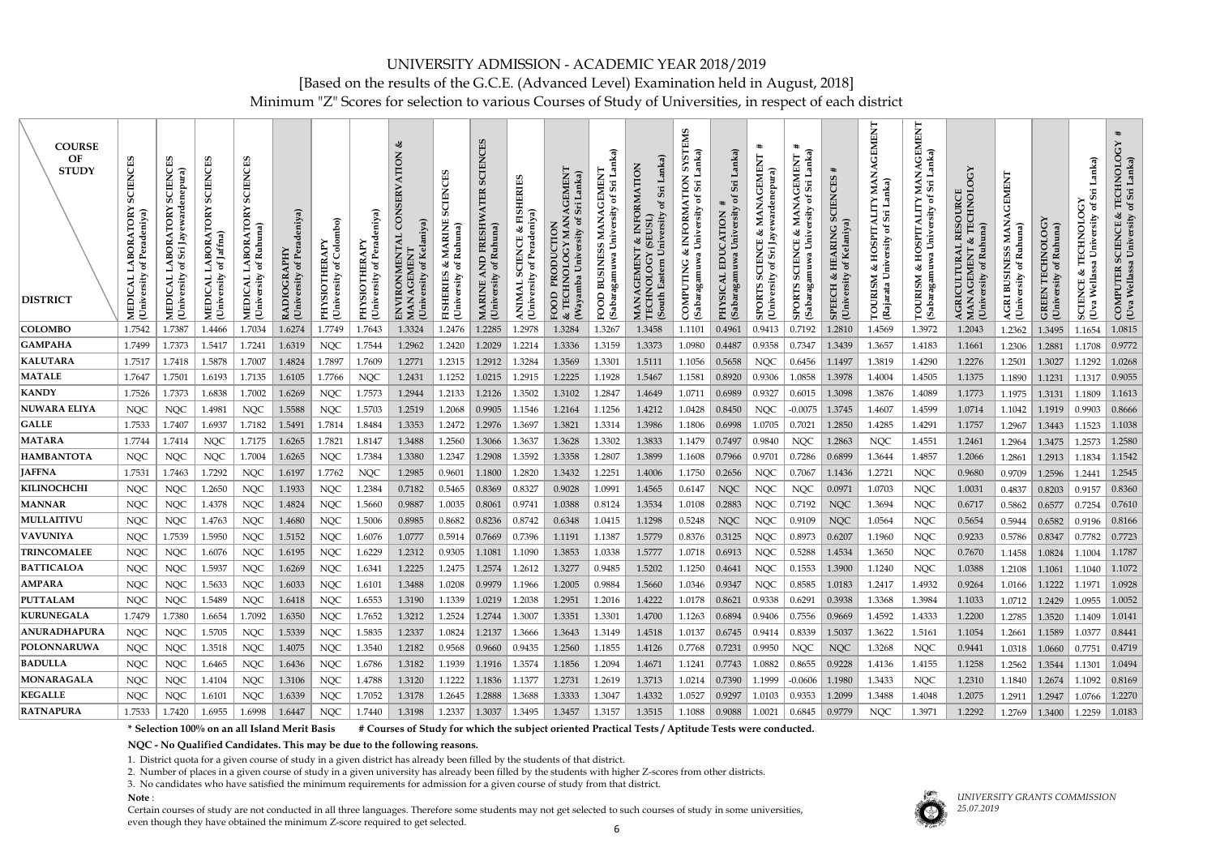# UNIVERSITY ADMISSION - ACADEMIC YEAR 2018/2019

[Based on the results of the G.C.E. (Advanced Level) Examination held in August, 2018]

Minimum "Z" Scores for selection to various Courses of Study of Universities, in respect of each district

| COURSE OF STUDY / DISTRICT | MEDICAL LABORATORY SCIENCES (University of Peradeniya) | MEDICAL LABORATORY SCIENCES (University of Sri Jayewardenepura) | MEDICAL LABORATORY SCIENCES (University of Jaffna) | MEDICAL LABORATORY SCIENCES (University of Ruhuna) | RADIOGRAPHY (University of Peradeniya) | PHYSIOTHERAPY (University of Colombo) | PHYSIOTHERAPY (University of Peradeniya) | ENVIRONMENTAL CONSERVATION & MANAGEMENT (University of Kelaniya) | FISHERIES & MARINE SCIENCES (University of Ruhuna) | MARINE AND FRESHWATER SCIENCES (University of Ruhuna) | ANIMAL SCIENCE & FISHERIES (University of Peradeniya) | FOOD PRODUCTION & TECHNOLOGY MANAGEMENT (Wayamba University of Sri Lanka) | FOOD BUSINESS MANAGEMENT (Sabaragamuwa University of Sri Lanka) | MANAGEMENT & INFORMATION TECHNOLOGY (SEUSL) (South Eastern University of Sri Lanka) | COMPUTING & INFORMATION SYSTEMS (Sabaragamuwa University of Sri Lanka) | PHYSICAL EDUCATION # (Sabaragamuwa University of Sri Lanka) | SPORTS SCIENCE & MANAGEMENT # (University of Sri Jayewardenepura) | SPORTS SCIENCE & MANAGEMENT # (Sabaragamuwa University of Sri Lanka) | SPEECH & HEARING SCIENCES # (University of Kelaniya) | TOURISM & HOSPITALITY MANAGEMENT (Rajarata University of Sri Lanka) | TOURISM & HOSPITALITY MANAGEMENT (Sabaragamuwa University of Sri Lanka) | AGRICULTURAL RESOURCE MANAGEMENT & TECHNOLOGY (University of Ruhuna) | AGRI BUSINESS MANAGEMENT (University of Ruhuna) | GREEN TECHNOLOGY (University of Ruhuna) | SCIENCE & TECHNOLOGY (Uva Wellassa University of Sri Lanka) | COMPUTER SCIENCE & TECHNOLOGY # (Uva Wellassa University of Sri Lanka) |
|---|---|---|---|---|---|---|---|---|---|---|---|---|---|---|---|---|---|---|---|---|---|---|---|---|---|---|
| COLOMBO | 1.7542 | 1.7387 | 1.4466 | 1.7034 | 1.6274 | 1.7749 | 1.7643 | 1.3324 | 1.2476 | 1.2285 | 1.2978 | 1.3284 | 1.3267 | 1.3458 | 1.1101 | 0.4961 | 0.9413 | 0.7192 | 1.2810 | 1.4569 | 1.3972 | 1.2043 | 1.2362 | 1.3495 | 1.1654 | 1.0815 |
| GAMPAHA | 1.7499 | 1.7373 | 1.5417 | 1.7241 | 1.6319 | NQC | 1.7544 | 1.2962 | 1.2420 | 1.2029 | 1.2214 | 1.3336 | 1.3159 | 1.3373 | 1.0980 | 0.4487 | 0.9358 | 0.7347 | 1.3439 | 1.3657 | 1.4183 | 1.1661 | 1.2306 | 1.2881 | 1.1708 | 0.9772 |
| KALUTARA | 1.7517 | 1.7418 | 1.5878 | 1.7007 | 1.4824 | 1.7897 | 1.7609 | 1.2771 | 1.2315 | 1.2912 | 1.3284 | 1.3569 | 1.3301 | 1.5111 | 1.1056 | 0.5658 | NQC | 0.6456 | 1.1497 | 1.3819 | 1.4290 | 1.2276 | 1.2501 | 1.3027 | 1.1292 | 1.0268 |
| MATALE | 1.7647 | 1.7501 | 1.6193 | 1.7135 | 1.6105 | 1.7766 | NQC | 1.2431 | 1.1252 | 1.0215 | 1.2915 | 1.2225 | 1.1928 | 1.5467 | 1.1581 | 0.8920 | 0.9306 | 1.0858 | 1.3978 | 1.4004 | 1.4505 | 1.1375 | 1.1890 | 1.1231 | 1.1317 | 0.9055 |
| KANDY | 1.7526 | 1.7373 | 1.6838 | 1.7002 | 1.6269 | NQC | 1.7573 | 1.2944 | 1.2133 | 1.2126 | 1.3502 | 1.3102 | 1.2847 | 1.4649 | 1.0711 | 0.6989 | 0.9327 | 0.6015 | 1.3098 | 1.3876 | 1.4089 | 1.1773 | 1.1975 | 1.3131 | 1.1809 | 1.1613 |
| NUWARA ELIYA | NQC | NQC | 1.4981 | NQC | 1.5588 | NQC | 1.5703 | 1.2519 | 1.2068 | 0.9905 | 1.1546 | 1.2164 | 1.1256 | 1.4212 | 1.0428 | 0.8450 | NQC | -0.0075 | 1.3745 | 1.4607 | 1.4599 | 1.0714 | 1.1042 | 1.1919 | 0.9903 | 0.8666 |
| GALLE | 1.7533 | 1.7407 | 1.6937 | 1.7182 | 1.5491 | 1.7814 | 1.8484 | 1.3353 | 1.2472 | 1.2976 | 1.3697 | 1.3821 | 1.3314 | 1.3986 | 1.1806 | 0.6998 | 1.0705 | 0.7021 | 1.2850 | 1.4285 | 1.4291 | 1.1757 | 1.2967 | 1.3443 | 1.1523 | 1.1038 |
| MATARA | 1.7744 | 1.7414 | NQC | 1.7175 | 1.6265 | 1.7821 | 1.8147 | 1.3488 | 1.2560 | 1.3066 | 1.3637 | 1.3628 | 1.3302 | 1.3833 | 1.1479 | 0.7497 | 0.9840 | NQC | 1.2863 | NQC | 1.4551 | 1.2461 | 1.2964 | 1.3475 | 1.2573 | 1.2580 |
| HAMBANTOTA | NQC | NQC | NQC | 1.7004 | 1.6265 | NQC | 1.7384 | 1.3380 | 1.2347 | 1.2908 | 1.3592 | 1.3358 | 1.2807 | 1.3899 | 1.1608 | 0.7966 | 0.9701 | 0.7286 | 0.6899 | 1.3644 | 1.4857 | 1.2066 | 1.2861 | 1.2913 | 1.1834 | 1.1542 |
| JAFFNA | 1.7531 | 1.7463 | 1.7292 | NQC | 1.6197 | 1.7762 | NQC | 1.2985 | 0.9601 | 1.1800 | 1.2820 | 1.3432 | 1.2251 | 1.4006 | 1.1750 | 0.2656 | NQC | 0.7067 | 1.1436 | 1.2721 | NQC | 0.9680 | 0.9709 | 1.2596 | 1.2441 | 1.2545 |
| KILINOCHCHI | NQC | NQC | 1.2650 | NQC | 1.1933 | NQC | 1.2384 | 0.7182 | 0.5465 | 0.8369 | 0.8327 | 0.9028 | 1.0991 | 1.4565 | 0.6147 | NQC | NQC | NQC | 0.0971 | 1.0703 | NQC | 1.0031 | 0.4837 | 0.8203 | 0.9157 | 0.8360 |
| MANNAR | NQC | NQC | 1.4378 | NQC | 1.4824 | NQC | 1.5660 | 0.9887 | 1.0035 | 0.8061 | 0.9741 | 1.0388 | 0.8124 | 1.3534 | 1.0108 | 0.2883 | NQC | 0.7192 | NQC | 1.3694 | NQC | 0.6717 | 0.5862 | 0.6577 | 0.7254 | 0.7610 |
| MULLAITIVU | NQC | NQC | 1.4763 | NQC | 1.4680 | NQC | 1.5006 | 0.8985 | 0.8682 | 0.8236 | 0.8742 | 0.6348 | 1.0415 | 1.1298 | 0.5248 | NQC | NQC | 0.9109 | NQC | 1.0564 | NQC | 0.5654 | 0.5944 | 0.6582 | 0.9196 | 0.8166 |
| VAVUNIYA | NQC | 1.7539 | 1.5950 | NQC | 1.5152 | NQC | 1.6076 | 1.0777 | 0.5914 | 0.7669 | 0.7396 | 1.1191 | 1.1387 | 1.5779 | 0.8376 | 0.3125 | NQC | 0.8973 | 0.6207 | 1.1960 | NQC | 0.9233 | 0.5786 | 0.8347 | 0.7782 | 0.7723 |
| TRINCOMALEE | NQC | NQC | 1.6076 | NQC | 1.6195 | NQC | 1.6229 | 1.2312 | 0.9305 | 1.1081 | 1.1090 | 1.3853 | 1.0338 | 1.5777 | 1.0718 | 0.6913 | NQC | 0.5288 | 1.4534 | 1.3650 | NQC | 0.7670 | 1.1458 | 1.0824 | 1.1004 | 1.1787 |
| BATTICALOA | NQC | NQC | 1.5937 | NQC | 1.6269 | NQC | 1.6341 | 1.2225 | 1.2475 | 1.2574 | 1.2612 | 1.3277 | 0.9485 | 1.5202 | 1.1250 | 0.4641 | NQC | 0.1553 | 1.3900 | 1.1240 | NQC | 1.0388 | 1.2108 | 1.1061 | 1.1040 | 1.1072 |
| AMPARA | NQC | NQC | 1.5633 | NQC | 1.6033 | NQC | 1.6101 | 1.3488 | 1.0208 | 0.9979 | 1.1966 | 1.2005 | 0.9884 | 1.5660 | 1.0346 | 0.9347 | NQC | 0.8585 | 1.0183 | 1.2417 | 1.4932 | 0.9264 | 1.0166 | 1.1222 | 1.1971 | 1.0928 |
| PUTTALAM | NQC | NQC | 1.5489 | NQC | 1.6418 | NQC | 1.6553 | 1.3190 | 1.1339 | 1.0219 | 1.2038 | 1.2951 | 1.2016 | 1.4222 | 1.0178 | 0.8621 | 0.9338 | 0.6291 | 0.3938 | 1.3368 | 1.3984 | 1.1033 | 1.0712 | 1.2429 | 1.0955 | 1.0052 |
| KURUNEGALA | 1.7479 | 1.7380 | 1.6654 | 1.7092 | 1.6350 | NQC | 1.7652 | 1.3212 | 1.2524 | 1.2744 | 1.3007 | 1.3351 | 1.3301 | 1.4700 | 1.1263 | 0.6894 | 0.9406 | 0.7556 | 0.9669 | 1.4592 | 1.4333 | 1.2200 | 1.2785 | 1.3520 | 1.1409 | 1.0141 |
| ANURADHAPURA | NQC | NQC | 1.5705 | NQC | 1.5339 | NQC | 1.5835 | 1.2337 | 1.0824 | 1.2137 | 1.3666 | 1.3643 | 1.3149 | 1.4518 | 1.0137 | 0.6745 | 0.9414 | 0.8339 | 1.5037 | 1.3622 | 1.5161 | 1.1054 | 1.2661 | 1.1589 | 1.0377 | 0.8441 |
| POLONNARUWA | NQC | NQC | 1.3518 | NQC | 1.4075 | NQC | 1.3540 | 1.2182 | 0.9568 | 0.9660 | 0.9435 | 1.2560 | 1.1855 | 1.4126 | 0.7768 | 0.7231 | 0.9950 | NQC | NQC | 1.3268 | NQC | 0.9441 | 1.0318 | 1.0660 | 0.7751 | 0.4719 |
| BADULLA | NQC | NQC | 1.6465 | NQC | 1.6436 | NQC | 1.6786 | 1.3182 | 1.1939 | 1.1916 | 1.3574 | 1.1856 | 1.2094 | 1.4671 | 1.1241 | 0.7743 | 1.0882 | 0.8655 | 0.9228 | 1.4136 | 1.4155 | 1.1258 | 1.2562 | 1.3544 | 1.1301 | 1.0494 |
| MONARAGALA | NQC | NQC | 1.4104 | NQC | 1.3106 | NQC | 1.4788 | 1.3120 | 1.1222 | 1.1836 | 1.1377 | 1.2731 | 1.2619 | 1.3713 | 1.0214 | 0.7390 | 1.1999 | -0.0606 | 1.1980 | 1.3433 | NQC | 1.2310 | 1.1840 | 1.2674 | 1.1092 | 0.8169 |
| KEGALLE | NQC | NQC | 1.6101 | NQC | 1.6339 | NQC | 1.7052 | 1.3178 | 1.2645 | 1.2888 | 1.3688 | 1.3333 | 1.3047 | 1.4332 | 1.0527 | 0.9297 | 1.0103 | 0.9353 | 1.2099 | 1.3488 | 1.4048 | 1.2075 | 1.2911 | 1.2947 | 1.0766 | 1.2270 |
| RATNAPURA | 1.7533 | 1.7420 | 1.6955 | 1.6998 | 1.6447 | NQC | 1.7440 | 1.3198 | 1.2337 | 1.3037 | 1.3495 | 1.3457 | 1.3157 | 1.3515 | 1.1088 | 0.9088 | 1.0021 | 0.6845 | 0.9779 | NQC | 1.3971 | 1.2292 | 1.2769 | 1.3400 | 1.2259 | 1.0183 |

**\* Selection 100% on an all Island Merit Basis     # Courses of Study for which the subject oriented Practical Tests / Aptitude Tests were conducted.**

**NQC - No Qualified Candidates. This may be due to the following reasons.**

1. District quota for a given course of study in a given district has already been filled by the students of that district.
2. Number of places in a given course of study in a given university has already been filled by the students with higher Z-scores from other districts.
3. No candidates who have satisfied the minimum requirements for admission for a given course of study from that district.

**Note** :

Certain courses of study are not conducted in all three languages. Therefore some students may not get selected to such courses of study in some universities, even though they have obtained the minimum Z-score required to get selected.

*UNIVERSITY GRANTS COMMISSION*
*25.07.2019*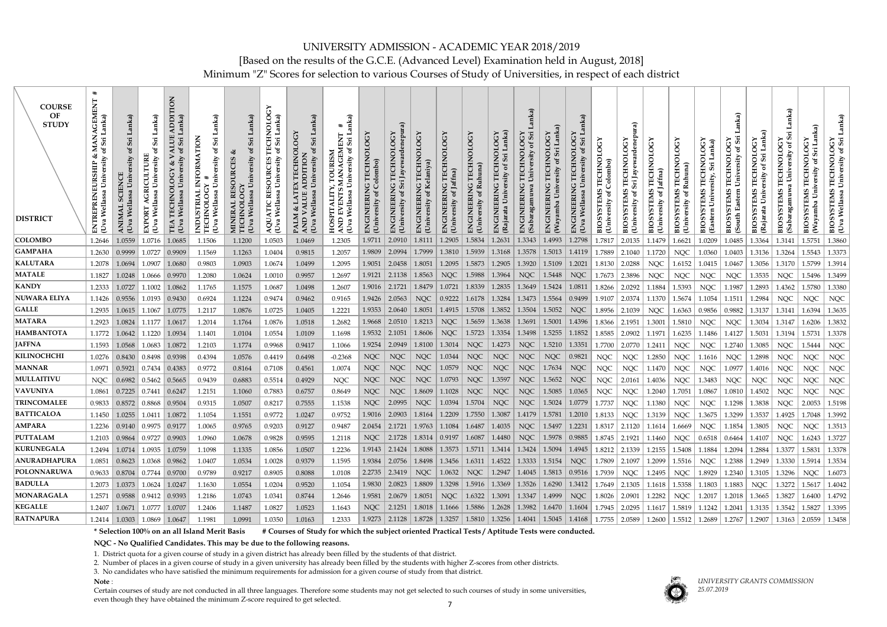# UNIVERSITY ADMISSION - ACADEMIC YEAR 2018/2019

[Based on the results of the G.C.E. (Advanced Level) Examination held in August, 2018]

Minimum "Z" Scores for selection to various Courses of Study of Universities, in respect of each district

| COURSE OF STUDY / DISTRICT | ENTREPRENEURSHIP & MANAGEMENT # (Uva Wellassa University of Sri Lanka) | ANIMAL SCIENCE (Uva Wellassa University of Sri Lanka) | EXPORT AGRICULTURE (Uva Wellassa University of Sri Lanka) | TEA TECHNOLOGY & VALUE ADDITION (Uva Wellassa University of Sri Lanka) | INDUSTRIAL INFORMATION TECHNOLOGY # (Uva Wellassa University of Sri Lanka) | MINERAL RESOURCES & TECHNOLOGY (Uva Wellassa University of Sri Lanka) | AQUATIC RESOURCES TECHNOLOGY (Uva Wellassa University of Sri Lanka) | PALM & LATEX TECHNOLOGY AND VALUE ADDITION (Uva Wellassa University of Sri Lanka) | HOSPITALITY, TOURISM AND EVENTS MANAGEMENT # (Uva Wellassa University of Sri Lanka) | ENGINEERING TECHNOLOGY (University of Colombo) | ENGINEERING TECHNOLOGY (University of Sri Jayewardenepura) | ENGINEERING TECHNOLOGY (University of Kelaniya) | ENGINEERING TECHNOLOGY (University of Jaffna) | ENGINEERING TECHNOLOGY (University of Ruhuna) | ENGINEERING TECHNOLOGY (Rajarata University of Sri Lanka) | ENGINEERING TECHNOLOGY (Sabaragamuwa University of Sri Lanka) | ENGINEERING TECHNOLOGY (Wayamba University of Sri Lanka) | ENGINEERING TECHNOLOGY (Uva Wellassa University of Sri Lanka) | BIOSYSTEMS TECHNOLOGY (University of Colombo) | BIOSYSTEMS TECHNOLOGY (University of Sri Jayewardenepura) | BIOSYSTEMS TECHNOLOGY (University of Jaffna) | BIOSYSTEMS TECHNOLOGY (University of Ruhuna) | BIOSYSTEMS TECHNOLOGY (Eastern University, Sri Lanka) | BIOSYSTEMS TECHNOLOGY (South Eastern University of Sri Lanka) | BIOSYSTEMS TECHNOLOGY (Rajarata University of Sri Lanka) | BIOSYSTEMS TECHNOLOGY (Sabaragamuwa University of Sri Lanka) | BIOSYSTEMS TECHNOLOGY (Wayamba University of Sri Lanka) | BIOSYSTEMS TECHNOLOGY (Uva Wellassa University of Sri Lanka) |
|---|---|---|---|---|---|---|---|---|---|---|---|---|---|---|---|---|---|---|---|---|---|---|---|---|---|---|---|---|
| COLOMBO | 1.2646 | 1.0559 | 1.0716 | 1.0685 | 1.1506 | 1.1200 | 1.0503 | 1.0469 | 1.2305 | 1.9711 | 2.0910 | 1.8111 | 1.2905 | 1.5834 | 1.2631 | 1.3343 | 1.4993 | 1.2798 | 1.7817 | 2.0135 | 1.1479 | 1.6621 | 1.0209 | 1.0485 | 1.3364 | 1.3141 | 1.5751 | 1.3860 |
| GAMPAHA | 1.2630 | 0.9999 | 1.0727 | 0.9909 | 1.1569 | 1.1263 | 1.0404 | 0.9815 | 1.2057 | 1.9809 | 2.0994 | 1.7999 | 1.3810 | 1.5939 | 1.3168 | 1.3578 | 1.5013 | 1.4119 | 1.7889 | 2.1040 | 1.1720 | NQC | 1.0360 | 1.0403 | 1.3136 | 1.3264 | 1.5543 | 1.3373 |
| KALUTARA | 1.2078 | 1.0694 | 1.0907 | 1.0680 | 0.9803 | 1.0903 | 1.0674 | 1.0499 | 1.2095 | 1.9051 | 2.0458 | 1.8051 | 1.2095 | 1.5873 | 1.2905 | 1.3920 | 1.5109 | 1.2021 | 1.8130 | 2.0288 | NQC | 1.6152 | 1.0415 | 1.0467 | 1.3056 | 1.3170 | 1.5799 | 1.3914 |
| MATALE | 1.1827 | 1.0248 | 1.0666 | 0.9970 | 1.2080 | 1.0624 | 1.0010 | 0.9957 | 1.2697 | 1.9121 | 2.1138 | 1.8563 | NQC | 1.5988 | 1.3964 | NQC | 1.5448 | NQC | 1.7673 | 2.3896 | NQC | NQC | NQC | NQC | 1.3535 | NQC | 1.5496 | 1.3499 |
| KANDY | 1.2333 | 1.0727 | 1.1002 | 1.0862 | 1.1765 | 1.1575 | 1.0687 | 1.0498 | 1.2607 | 1.9016 | 2.1721 | 1.8479 | 1.0721 | 1.8339 | 1.2835 | 1.3649 | 1.5424 | 1.0811 | 1.8266 | 2.0292 | 1.1884 | 1.5393 | NQC | 1.1987 | 1.2893 | 1.4362 | 1.5780 | 1.3380 |
| NUWARA ELIYA | 1.1426 | 0.9556 | 1.0193 | 0.9430 | 0.6924 | 1.1224 | 0.9474 | 0.9462 | 0.9165 | 1.9426 | 2.0563 | NQC | 0.9222 | 1.6178 | 1.3284 | 1.3473 | 1.5564 | 0.9499 | 1.9107 | 2.0374 | 1.1370 | 1.5674 | 1.1054 | 1.1511 | 1.2984 | NQC | NQC | NQC |
| GALLE | 1.2935 | 1.0615 | 1.1067 | 1.0775 | 1.2117 | 1.0876 | 1.0725 | 1.0405 | 1.2221 | 1.9353 | 2.0640 | 1.8051 | 1.4915 | 1.5708 | 1.3852 | 1.3504 | 1.5052 | NQC | 1.8956 | 2.1039 | NQC | 1.6363 | 0.9856 | 0.9882 | 1.3137 | 1.3141 | 1.6394 | 1.3635 |
| MATARA | 1.2923 | 1.0824 | 1.1177 | 1.0617 | 1.2014 | 1.1764 | 1.0876 | 1.0518 | 1.2682 | 1.9668 | 2.0510 | 1.8213 | NQC | 1.5659 | 1.3638 | 1.3691 | 1.5001 | 1.4396 | 1.8366 | 2.1951 | 1.3001 | 1.5810 | NQC | NQC | 1.3034 | 1.3147 | 1.6206 | 1.3832 |
| HAMBANTOTA | 1.1772 | 1.0642 | 1.1220 | 1.0934 | 1.1401 | 1.0104 | 1.0554 | 1.0109 | 1.1698 | 1.9532 | 2.1051 | 1.8606 | NQC | 1.5723 | 1.3354 | 1.3498 | 1.5255 | 1.1852 | 1.8585 | 2.0902 | 1.1971 | 1.6235 | 1.1486 | 1.4127 | 1.5031 | 1.3194 | 1.5731 | 1.3378 |
| JAFFNA | 1.1593 | 1.0568 | 1.0683 | 1.0872 | 1.2103 | 1.1774 | 0.9968 | 0.9417 | 1.1066 | 1.9254 | 2.0949 | 1.8100 | 1.3014 | NQC | 1.4273 | NQC | 1.5210 | 1.3351 | 1.7700 | 2.0770 | 1.2411 | NQC | NQC | 1.2740 | 1.3085 | NQC | 1.5444 | NQC |
| KILINOCHCHI | 1.0276 | 0.8430 | 0.8498 | 0.9398 | 0.4394 | 1.0576 | 0.4419 | 0.6498 | -0.2368 | NQC | NQC | NQC | 1.0344 | NQC | NQC | NQC | NQC | 0.9821 | NQC | NQC | 1.2850 | NQC | 1.1616 | NQC | 1.2898 | NQC | NQC | NQC |
| MANNAR | 1.0971 | 0.5921 | 0.7434 | 0.4383 | 0.9772 | 0.8164 | 0.7108 | 0.4561 | 1.0074 | NQC | NQC | NQC | 1.0579 | NQC | NQC | NQC | 1.7634 | NQC | NQC | NQC | 1.1470 | NQC | NQC | 1.0977 | 1.4016 | NQC | NQC | NQC |
| MULLAITIVU | NQC | 0.6982 | 0.5462 | 0.5665 | 0.9439 | 0.6883 | 0.5514 | 0.4929 | NQC | NQC | NQC | NQC | 1.0793 | NQC | 1.3597 | NQC | 1.5652 | NQC | NQC | 2.0161 | 1.4036 | NQC | 1.3483 | NQC | NQC | NQC | NQC | NQC |
| VAVUNIYA | 1.0861 | 0.7225 | 0.7441 | 0.6247 | 1.2151 | 1.1060 | 0.7883 | 0.6757 | 0.8649 | NQC | NQC | 1.8609 | 1.1028 | NQC | NQC | NQC | 1.5085 | 1.0365 | NQC | NQC | 1.2040 | 1.7051 | 1.0867 | 1.0810 | 1.4502 | NQC | NQC | NQC |
| TRINCOMALEE | 0.9833 | 0.8572 | 0.8868 | 0.9504 | 0.9315 | 1.0507 | 0.8217 | 0.7555 | 1.1538 | NQC | 2.0995 | NQC | 1.0394 | 1.5704 | NQC | NQC | 1.5024 | 1.0779 | 1.7737 | NQC | 1.1380 | NQC | NQC | 1.1298 | 1.3838 | NQC | 2.0053 | 1.5198 |
| BATTICALOA | 1.1450 | 1.0255 | 1.0411 | 1.0872 | 1.1054 | 1.1551 | 0.9772 | 1.0247 | 0.9752 | 1.9016 | 2.0903 | 1.8164 | 1.2209 | 1.7550 | 1.3087 | 1.4179 | 1.5781 | 1.2010 | 1.8133 | NQC | 1.3139 | NQC | 1.3675 | 1.3299 | 1.3537 | 1.4925 | 1.7048 | 1.3992 |
| AMPARA | 1.2236 | 0.9140 | 0.9975 | 0.9177 | 1.0065 | 0.9765 | 0.9203 | 0.9127 | 0.9487 | 2.0454 | 2.1721 | 1.9763 | 1.1084 | 1.6487 | 1.4035 | NQC | 1.5497 | 1.2231 | 1.8317 | 2.1120 | 1.1614 | 1.6669 | NQC | 1.1854 | 1.3805 | NQC | NQC | 1.3513 |
| PUTTALAM | 1.2103 | 0.9864 | 0.9727 | 0.9903 | 1.0960 | 1.0678 | 0.9828 | 0.9595 | 1.2118 | NQC | 2.1728 | 1.8314 | 0.9197 | 1.6087 | 1.4480 | NQC | 1.5978 | 0.9885 | 1.8745 | 2.1921 | 1.1460 | NQC | 0.6518 | 0.6464 | 1.4107 | NQC | 1.6243 | 1.3727 |
| KURUNEGALA | 1.2494 | 1.0714 | 1.0935 | 1.0759 | 1.1098 | 1.1335 | 1.0856 | 1.0507 | 1.2236 | 1.9143 | 2.1424 | 1.8088 | 1.3573 | 1.5711 | 1.3414 | 1.3424 | 1.5094 | 1.4945 | 1.8212 | 2.1339 | 1.2155 | 1.5408 | 1.1884 | 1.2094 | 1.2884 | 1.3377 | 1.5831 | 1.3378 |
| ANURADHAPURA | 1.0851 | 0.8623 | 1.0368 | 0.9862 | 1.0407 | 1.0534 | 1.0028 | 0.9379 | 1.1595 | 1.9384 | 2.0756 | 1.8498 | 1.3456 | 1.6311 | 1.4522 | 1.3333 | 1.5154 | NQC | 1.7809 | 2.1097 | 1.2099 | 1.5516 | NQC | 1.2388 | 1.2949 | 1.3330 | 1.5914 | 1.3534 |
| POLONNARUWA | 0.9633 | 0.8704 | 0.7744 | 0.9700 | 0.9789 | 0.9217 | 0.8905 | 0.8088 | 1.0108 | 2.2735 | 2.3419 | NQC | 1.0632 | NQC | 1.2947 | 1.4045 | 1.5813 | 0.9516 | 1.7939 | NQC | 1.2495 | NQC | 1.8929 | 1.2340 | 1.3105 | 1.3296 | NQC | 1.6073 |
| BADULLA | 1.2073 | 1.0373 | 1.0624 | 1.0247 | 1.1630 | 1.0554 | 1.0204 | 0.9520 | 1.1054 | 1.9830 | 2.0823 | 1.8809 | 1.3298 | 1.5916 | 1.3369 | 1.3526 | 1.6290 | 1.3412 | 1.7649 | 2.1305 | 1.1618 | 1.5358 | 1.1803 | 1.1883 | NQC | 1.3272 | 1.5617 | 1.4042 |
| MONARAGALA | 1.2571 | 0.9588 | 0.9412 | 0.9393 | 1.2186 | 1.0743 | 1.0341 | 0.8744 | 1.2646 | 1.9581 | 2.0679 | 1.8051 | NQC | 1.6322 | 1.3091 | 1.3347 | 1.4999 | NQC | 1.8026 | 2.0901 | 1.2282 | NQC | 1.2017 | 1.2018 | 1.3665 | 1.3827 | 1.6400 | 1.4792 |
| KEGALLE | 1.2407 | 1.0671 | 1.0777 | 1.0707 | 1.2406 | 1.1487 | 1.0827 | 1.0523 | 1.1643 | NQC | 2.1251 | 1.8018 | 1.1666 | 1.5886 | 1.2628 | 1.3982 | 1.6470 | 1.1604 | 1.7945 | 2.0295 | 1.1617 | 1.5819 | 1.1242 | 1.2041 | 1.3135 | 1.3542 | 1.5827 | 1.3395 |
| RATNAPURA | 1.2414 | 1.0303 | 1.0869 | 1.0647 | 1.1981 | 1.0991 | 1.0350 | 1.0163 | 1.2333 | 1.9273 | 2.1128 | 1.8728 | 1.3257 | 1.5810 | 1.3256 | 1.4041 | 1.5045 | 1.4168 | 1.7755 | 2.0589 | 1.2600 | 1.5512 | 1.2689 | 1.2767 | 1.2907 | 1.3163 | 2.0559 | 1.3458 |

**\* Selection 100% on an all Island Merit Basis     # Courses of Study for which the subject oriented Practical Tests / Aptitude Tests were conducted.**

**NQC - No Qualified Candidates. This may be due to the following reasons.**

1. District quota for a given course of study in a given district has already been filled by the students of that district.
2. Number of places in a given course of study in a given university has already been filled by the students with higher Z-scores from other districts.
3. No candidates who have satisfied the minimum requirements for admission for a given course of study from that district.

**Note** :

Certain courses of study are not conducted in all three languages. Therefore some students may not get selected to such courses of study in some universities, even though they have obtained the minimum Z-score required to get selected.

*UNIVERSITY GRANTS COMMISSION*
*25.07.2019*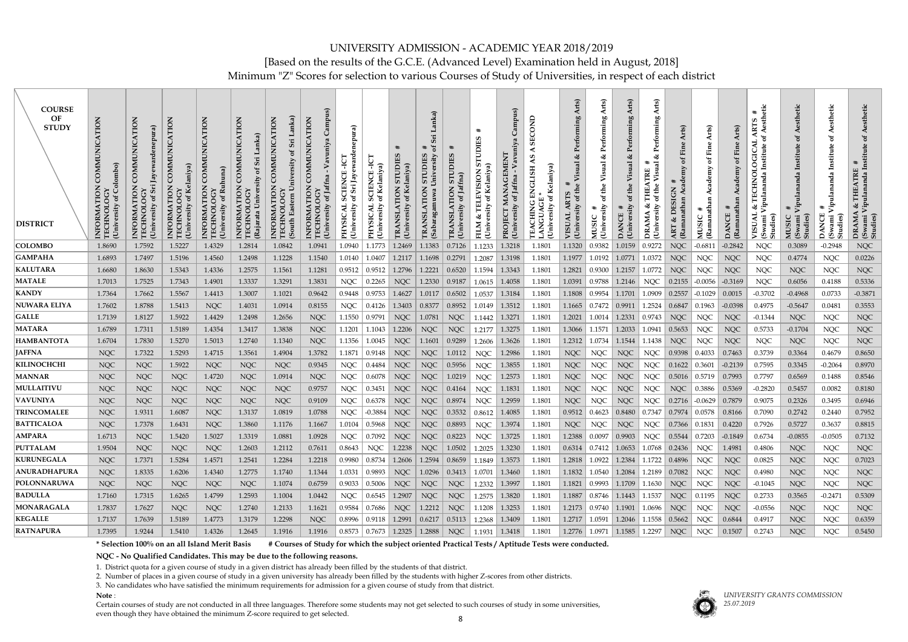# UNIVERSITY ADMISSION - ACADEMIC YEAR 2018/2019

[Based on the results of the G.C.E. (Advanced Level) Examination held in August, 2018]

Minimum "Z" Scores for selection to various Courses of Study of Universities, in respect of each district

| COURSE OF STUDY / DISTRICT | INFORMATION COMMUNICATION TECHNOLOGY (University of Colombo) | INFORMATION COMMUNICATION TECHNOLOGY (University of Sri Jayewardenepura) | INFORMATION COMMUNICATION TECHNOLOGY (University of Kelaniya) | INFORMATION COMMUNICATION TECHNOLOGY (University of Ruhuna) | INFORMATION COMMUNICATION TECHNOLOGY (Rajarata University of Sri Lanka) | INFORMATION COMMUNICATION TECHNOLOGY (South Eastern University of Sri Lanka) | INFORMATION COMMUNICATION TECHNOLOGY (University of Jaffna - Vavuniya Campus) | PHYSICAL SCIENCE -ICT (University of Sri Jayewardenepura) | PHYSICAL SCIENCE -ICT (University of Kelaniya) | TRANSLATION STUDIES # (University of Kelaniya) | TRANSLATION STUDIES # (Sabaragamuwa University of Sri Lanka) | TRANSLATION STUDIES # (University of Jaffna) | FILM & TELEVISION STUDIES # (University of Kelaniya) | PROJECT MANAGEMENT (University of Jaffna - Vavuniya Campus) | TEACHING ENGLISH AS A SECOND LANGUAGE * (University of Kelaniya) | VISUAL ARTS # (University of the Visual & Performing Arts) | MUSIC # (University of the Visual & Performing Arts) | DANCE # (University of the Visual & Performing Arts) | DRAMA & THEATRE # (University of the Visual & Performing Arts) | ART & DESIGN # (Ramanathan Academy of Fine Arts) | MUSIC # (Ramanathan Academy of Fine Arts) | DANCE # (Ramanathan Academy of Fine Arts) | VISUAL & TECHNOLOGICAL ARTS # (Swami Vipulananda Institute of Aesthetic Studies) | MUSIC # (Swami Vipulananda Institute of Aesthetic Studies) | DANCE # (Swami Vipulananda Institute of Aesthetic Studies) | DRAMA & THEATRE # (Swami Vipulananda Institute of Aesthetic Studies) |
|---|---|---|---|---|---|---|---|---|---|---|---|---|---|---|---|---|---|---|---|---|---|---|---|---|---|---|
| COLOMBO | 1.8690 | 1.7592 | 1.5227 | 1.4329 | 1.2814 | 1.0842 | 1.0941 | 1.0940 | 1.1773 | 1.2469 | 1.1383 | 0.7126 | 1.1233 | 1.3218 | 1.1801 | 1.1320 | 0.9382 | 1.0159 | 0.9272 | NQC | -0.6811 | -0.2842 | NQC | 0.3089 | -0.2948 | NQC |
| GAMPAHA | 1.6893 | 1.7497 | 1.5196 | 1.4560 | 1.2498 | 1.1228 | 1.1540 | 1.0140 | 1.0407 | 1.2117 | 1.1698 | 0.2791 | 1.2087 | 1.3198 | 1.1801 | 1.1977 | 1.0192 | 1.0771 | 1.0372 | NQC | NQC | NQC | NQC | 0.4774 | NQC | 0.0226 |
| KALUTARA | 1.6680 | 1.8630 | 1.5343 | 1.4336 | 1.2575 | 1.1561 | 1.1281 | 0.9512 | 0.9512 | 1.2796 | 1.2221 | 0.6520 | 1.1594 | 1.3343 | 1.1801 | 1.2821 | 0.9300 | 1.2157 | 1.0772 | NQC | NQC | NQC | NQC | NQC | NQC | NQC |
| MATALE | 1.7013 | 1.7525 | 1.7343 | 1.4901 | 1.3337 | 1.3291 | 1.3831 | NQC | 0.2265 | NQC | 1.2330 | 0.9187 | 1.0615 | 1.4058 | 1.1801 | 1.0391 | 0.9788 | 1.2146 | NQC | 0.2155 | -0.0056 | -0.3169 | NQC | 0.6056 | 0.4188 | 0.5336 |
| KANDY | 1.7364 | 1.7662 | 1.5567 | 1.4413 | 1.3007 | 1.1021 | 0.9642 | 0.9448 | 0.9753 | 1.4627 | 1.0117 | 0.6502 | 1.0537 | 1.3184 | 1.1801 | 1.1808 | 0.9954 | 1.1701 | 1.0909 | 0.2557 | -0.1029 | 0.0015 | -0.3702 | -0.4968 | 0.0733 | -0.3871 |
| NUWARA ELIYA | 1.7602 | 1.8788 | 1.5413 | NQC | 1.4031 | 1.0914 | 0.8155 | NQC | 0.4126 | 1.3403 | 0.8377 | 0.8952 | 1.0149 | 1.3512 | 1.1801 | 1.1665 | 0.7472 | 0.9911 | 1.2524 | 0.6847 | 0.1963 | -0.0398 | 0.4975 | -0.5647 | 0.0481 | 0.3553 |
| GALLE | 1.7139 | 1.8127 | 1.5922 | 1.4429 | 1.2498 | 1.2656 | NQC | 1.1550 | 0.9791 | NQC | 1.0781 | NQC | 1.1442 | 1.3271 | 1.1801 | 1.2021 | 1.0014 | 1.2331 | 0.9743 | NQC | NQC | NQC | -0.1344 | NQC | NQC | NQC |
| MATARA | 1.6789 | 1.7311 | 1.5189 | 1.4354 | 1.3417 | 1.3838 | NQC | 1.1201 | 1.1043 | 1.2206 | NQC | NQC | 1.2177 | 1.3275 | 1.1801 | 1.3066 | 1.1571 | 1.2033 | 1.0941 | 0.5653 | NQC | NQC | 0.5733 | -0.1704 | NQC | NQC |
| HAMBANTOTA | 1.6704 | 1.7830 | 1.5270 | 1.5013 | 1.2740 | 1.1340 | NQC | 1.1356 | 1.0045 | NQC | 1.1601 | 0.9289 | 1.2606 | 1.3626 | 1.1801 | 1.2312 | 1.0734 | 1.1544 | 1.1438 | NQC | NQC | NQC | NQC | NQC | NQC | NQC |
| JAFFNA | NQC | 1.7322 | 1.5293 | 1.4715 | 1.3561 | 1.4904 | 1.3782 | 1.1871 | 0.9148 | NQC | NQC | 1.0112 | NQC | 1.2986 | 1.1801 | NQC | NQC | NQC | NQC | 0.9398 | 0.4033 | 0.7463 | 0.3739 | 0.3364 | 0.4679 | 0.8650 |
| KILINOCHCHI | NQC | NQC | 1.5922 | NQC | NQC | NQC | 0.9345 | NQC | 0.4484 | NQC | NQC | 0.5956 | NQC | 1.3855 | 1.1801 | NQC | NQC | NQC | NQC | 0.1622 | 0.3601 | -0.2139 | 0.7595 | 0.3345 | -0.2064 | 0.8970 |
| MANNAR | NQC | NQC | NQC | 1.4720 | NQC | 1.0914 | NQC | NQC | 0.6078 | NQC | NQC | 1.0219 | NQC | 1.2573 | 1.1801 | NQC | NQC | NQC | NQC | 0.5016 | 0.5719 | 0.7993 | 0.7797 | 0.6569 | 0.1488 | 0.8546 |
| MULLAITIVU | NQC | NQC | NQC | NQC | NQC | NQC | 0.9757 | NQC | 0.3451 | NQC | NQC | 0.4164 | NQC | 1.1831 | 1.1801 | NQC | NQC | NQC | NQC | NQC | 0.3886 | 0.5369 | -0.2820 | 0.5457 | 0.0082 | 0.8180 |
| VAVUNIYA | NQC | NQC | NQC | NQC | NQC | NQC | 0.9109 | NQC | 0.6378 | NQC | NQC | 0.8974 | NQC | 1.2959 | 1.1801 | NQC | NQC | NQC | NQC | 0.2716 | -0.0629 | 0.7879 | 0.9075 | 0.2326 | 0.3495 | 0.6946 |
| TRINCOMALEE | NQC | 1.9311 | 1.6087 | NQC | 1.3137 | 1.0819 | 1.0788 | NQC | -0.3884 | NQC | NQC | 0.3532 | 0.8612 | 1.4085 | 1.1801 | 0.9512 | 0.4623 | 0.8480 | 0.7347 | 0.7974 | 0.0578 | 0.8166 | 0.7090 | 0.2742 | 0.2440 | 0.7952 |
| BATTICALOA | NQC | 1.7378 | 1.6431 | NQC | 1.3860 | 1.1176 | 1.1667 | 1.0104 | 0.5968 | NQC | NQC | 0.8893 | NQC | 1.3974 | 1.1801 | NQC | NQC | NQC | NQC | 0.7366 | 0.1831 | 0.4220 | 0.7926 | 0.5727 | 0.3637 | 0.8815 |
| AMPARA | 1.6713 | NQC | 1.5420 | 1.5027 | 1.3319 | 1.0881 | 1.0928 | NQC | 0.7092 | NQC | NQC | 0.8223 | NQC | 1.3725 | 1.1801 | 1.2388 | 0.0097 | 0.9903 | NQC | 0.5544 | 0.7203 | -0.1849 | 0.6734 | -0.0855 | -0.0505 | 0.7132 |
| PUTTALAM | 1.9504 | NQC | NQC | NQC | 1.2603 | 1.2112 | 0.7611 | 0.8643 | NQC | 1.2238 | NQC | 1.0502 | 1.2025 | 1.3230 | 1.1801 | 0.6314 | 0.7412 | 1.0653 | 1.0768 | 0.2436 | NQC | 1.4981 | 0.4806 | NQC | NQC | NQC |
| KURUNEGALA | NQC | 1.7371 | 1.5284 | 1.4571 | 1.2541 | 1.2284 | 1.2218 | 0.9980 | 0.8734 | 1.2606 | 1.2594 | 0.8659 | 1.1849 | 1.3573 | 1.1801 | 1.2818 | 1.0922 | 1.2384 | 1.1722 | 0.4896 | NQC | NQC | 0.0825 | NQC | NQC | 0.7023 |
| ANURADHAPURA | NQC | 1.8335 | 1.6206 | 1.4340 | 1.2775 | 1.1740 | 1.1344 | 1.0331 | 0.9893 | NQC | 1.0296 | 0.3413 | 1.0701 | 1.3460 | 1.1801 | 1.1832 | 1.0540 | 1.2084 | 1.2189 | 0.7082 | NQC | NQC | 0.4980 | NQC | NQC | NQC |
| POLONNARUWA | NQC | NQC | NQC | NQC | NQC | 1.1074 | 0.6759 | 0.9033 | 0.5006 | NQC | NQC | NQC | 1.2332 | 1.3997 | 1.1801 | 1.1821 | 0.9993 | 1.1709 | 1.1630 | NQC | NQC | NQC | -0.1045 | NQC | NQC | NQC |
| BADULLA | 1.7160 | 1.7315 | 1.6265 | 1.4799 | 1.2593 | 1.1004 | 1.0442 | NQC | 0.6545 | 1.2907 | NQC | NQC | 1.2575 | 1.3820 | 1.1801 | 1.1887 | 0.8746 | 1.1443 | 1.1537 | NQC | 0.1195 | NQC | 0.2733 | 0.3565 | -0.2471 | 0.5309 |
| MONARAGALA | 1.7837 | 1.7627 | NQC | NQC | 1.2740 | 1.2133 | 1.1621 | 0.9584 | 0.7686 | NQC | 1.2212 | NQC | 1.1208 | 1.3253 | 1.1801 | 1.2173 | 0.9740 | 1.1901 | 1.0696 | NQC | NQC | NQC | -0.0556 | NQC | NQC | NQC |
| KEGALLE | 1.7137 | 1.7639 | 1.5189 | 1.4773 | 1.3179 | 1.2298 | NQC | 0.8996 | 0.9118 | 1.2991 | 0.6217 | 0.5113 | 1.2368 | 1.3409 | 1.1801 | 1.2717 | 1.0591 | 1.2046 | 1.1558 | 0.5662 | NQC | 0.6844 | 0.4917 | NQC | NQC | 0.6359 |
| RATNAPURA | 1.7395 | 1.9244 | 1.5410 | 1.4326 | 1.2645 | 1.1916 | 1.1916 | 0.8573 | 0.7673 | 1.2325 | 1.2888 | NQC | 1.1931 | 1.3418 | 1.1801 | 1.2776 | 1.0971 | 1.1585 | 1.2297 | NQC | NQC | 0.1507 | 0.2743 | NQC | NQC | 0.5450 |

**\* Selection 100% on an all Island Merit Basis    # Courses of Study for which the subject oriented Practical Tests / Aptitude Tests were conducted.**

**NQC - No Qualified Candidates. This may be due to the following reasons.**

1. District quota for a given course of study in a given district has already been filled by the students of that district.
2. Number of places in a given course of study in a given university has already been filled by the students with higher Z-scores from other districts.
3. No candidates who have satisfied the minimum requirements for admission for a given course of study from that district.

**Note** :

Certain courses of study are not conducted in all three languages. Therefore some students may not get selected to such courses of study in some universities, even though they have obtained the minimum Z-score required to get selected.

*UNIVERSITY GRANTS COMMISSION*
*25.07.2019*